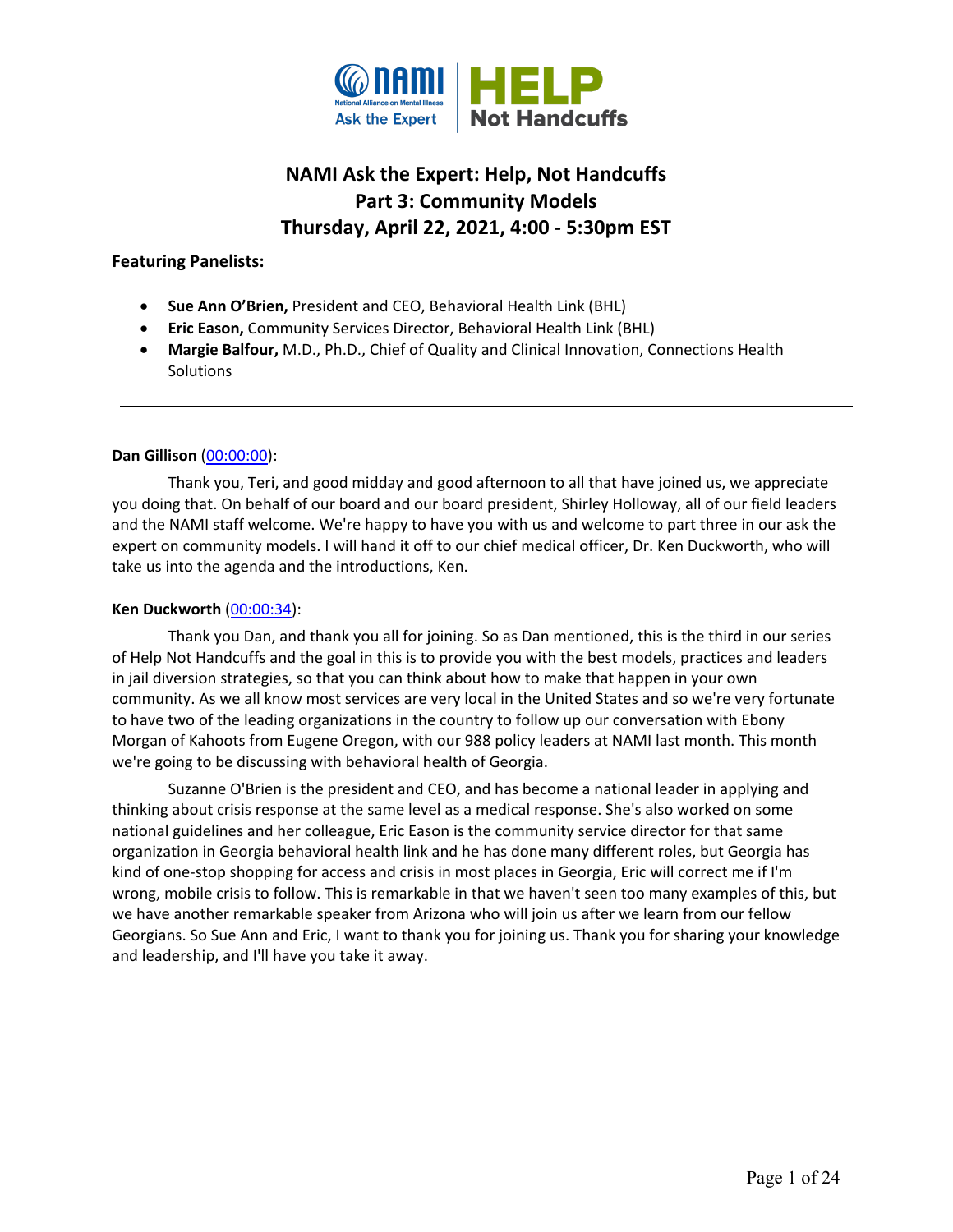# NAMI Ask the Expert: Help, Not Handcuffs
## Part 3: Community Models
## Thursday, April 22, 2021, 4:00 - 5:30pm EST

**Featuring Panelists:**

- **Sue Ann O'Brien,** President and CEO, Behavioral Health Link (BHL)
- **Eric Eason,** Community Services Director, Behavioral Health Link (BHL)
- **Margie Balfour,** M.D., Ph.D., Chief of Quality and Clinical Innovation, Connections Health Solutions

---

**Dan Gillison** (00:00:00):

Thank you, Teri, and good midday and good afternoon to all that have joined us, we appreciate you doing that. On behalf of our board and our board president, Shirley Holloway, all of our field leaders and the NAMI staff welcome. We're happy to have you with us and welcome to part three in our ask the expert on community models. I will hand it off to our chief medical officer, Dr. Ken Duckworth, who will take us into the agenda and the introductions, Ken.

**Ken Duckworth** (00:00:34):

Thank you Dan, and thank you all for joining. So as Dan mentioned, this is the third in our series of Help Not Handcuffs and the goal in this is to provide you with the best models, practices and leaders in jail diversion strategies, so that you can think about how to make that happen in your own community. As we all know most services are very local in the United States and so we're very fortunate to have two of the leading organizations in the country to follow up our conversation with Ebony Morgan of Kahoots from Eugene Oregon, with our 988 policy leaders at NAMI last month. This month we're going to be discussing with behavioral health of Georgia.

Suzanne O'Brien is the president and CEO, and has become a national leader in applying and thinking about crisis response at the same level as a medical response. She's also worked on some national guidelines and her colleague, Eric Eason is the community service director for that same organization in Georgia behavioral health link and he has done many different roles, but Georgia has kind of one-stop shopping for access and crisis in most places in Georgia, Eric will correct me if I'm wrong, mobile crisis to follow. This is remarkable in that we haven't seen too many examples of this, but we have another remarkable speaker from Arizona who will join us after we learn from our fellow Georgians. So Sue Ann and Eric, I want to thank you for joining us. Thank you for sharing your knowledge and leadership, and I'll have you take it away.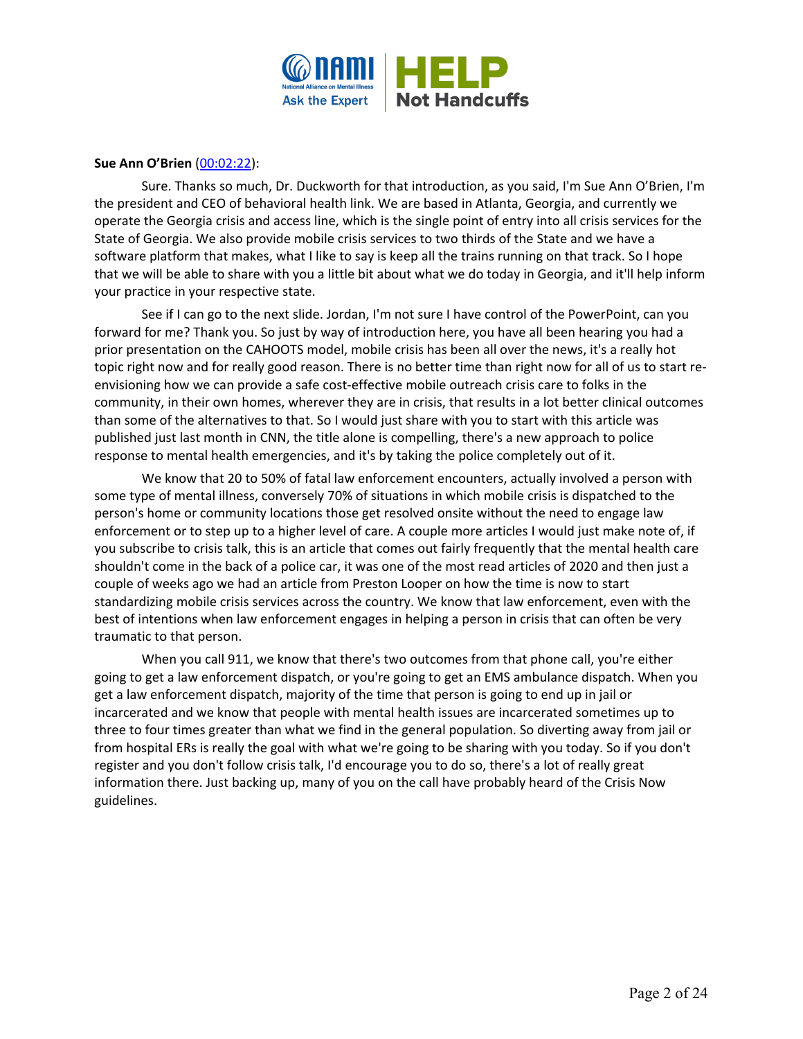**Sue Ann O'Brien** ([00:02:22](00:02:22)):

Sure. Thanks so much, Dr. Duckworth for that introduction, as you said, I'm Sue Ann O'Brien, I'm the president and CEO of behavioral health link. We are based in Atlanta, Georgia, and currently we operate the Georgia crisis and access line, which is the single point of entry into all crisis services for the State of Georgia. We also provide mobile crisis services to two thirds of the State and we have a software platform that makes, what I like to say is keep all the trains running on that track. So I hope that we will be able to share with you a little bit about what we do today in Georgia, and it'll help inform your practice in your respective state.

See if I can go to the next slide. Jordan, I'm not sure I have control of the PowerPoint, can you forward for me? Thank you. So just by way of introduction here, you have all been hearing you had a prior presentation on the CAHOOTS model, mobile crisis has been all over the news, it's a really hot topic right now and for really good reason. There is no better time than right now for all of us to start re-envisioning how we can provide a safe cost-effective mobile outreach crisis care to folks in the community, in their own homes, wherever they are in crisis, that results in a lot better clinical outcomes than some of the alternatives to that. So I would just share with you to start with this article was published just last month in CNN, the title alone is compelling, there's a new approach to police response to mental health emergencies, and it's by taking the police completely out of it.

We know that 20 to 50% of fatal law enforcement encounters, actually involved a person with some type of mental illness, conversely 70% of situations in which mobile crisis is dispatched to the person's home or community locations those get resolved onsite without the need to engage law enforcement or to step up to a higher level of care. A couple more articles I would just make note of, if you subscribe to crisis talk, this is an article that comes out fairly frequently that the mental health care shouldn't come in the back of a police car, it was one of the most read articles of 2020 and then just a couple of weeks ago we had an article from Preston Looper on how the time is now to start standardizing mobile crisis services across the country. We know that law enforcement, even with the best of intentions when law enforcement engages in helping a person in crisis that can often be very traumatic to that person.

When you call 911, we know that there's two outcomes from that phone call, you're either going to get a law enforcement dispatch, or you're going to get an EMS ambulance dispatch. When you get a law enforcement dispatch, majority of the time that person is going to end up in jail or incarcerated and we know that people with mental health issues are incarcerated sometimes up to three to four times greater than what we find in the general population. So diverting away from jail or from hospital ERs is really the goal with what we're going to be sharing with you today. So if you don't register and you don't follow crisis talk, I'd encourage you to do so, there's a lot of really great information there. Just backing up, many of you on the call have probably heard of the Crisis Now guidelines.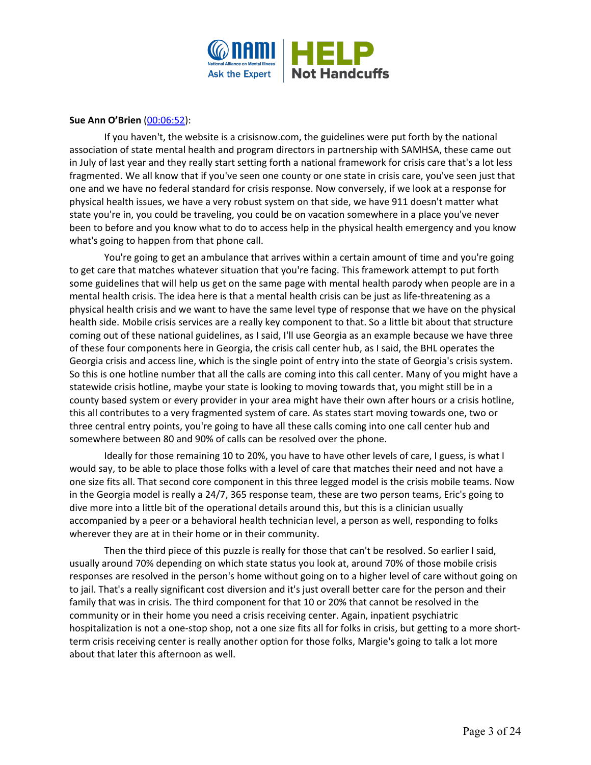**Sue Ann O'Brien** ([00:06:52](#)):

If you haven't, the website is a crisisnow.com, the guidelines were put forth by the national association of state mental health and program directors in partnership with SAMHSA, these came out in July of last year and they really start setting forth a national framework for crisis care that's a lot less fragmented. We all know that if you've seen one county or one state in crisis care, you've seen just that one and we have no federal standard for crisis response. Now conversely, if we look at a response for physical health issues, we have a very robust system on that side, we have 911 doesn't matter what state you're in, you could be traveling, you could be on vacation somewhere in a place you've never been to before and you know what to do to access help in the physical health emergency and you know what's going to happen from that phone call.

You're going to get an ambulance that arrives within a certain amount of time and you're going to get care that matches whatever situation that you're facing. This framework attempt to put forth some guidelines that will help us get on the same page with mental health parody when people are in a mental health crisis. The idea here is that a mental health crisis can be just as life-threatening as a physical health crisis and we want to have the same level type of response that we have on the physical health side. Mobile crisis services are a really key component to that. So a little bit about that structure coming out of these national guidelines, as I said, I'll use Georgia as an example because we have three of these four components here in Georgia, the crisis call center hub, as I said, the BHL operates the Georgia crisis and access line, which is the single point of entry into the state of Georgia's crisis system. So this is one hotline number that all the calls are coming into this call center. Many of you might have a statewide crisis hotline, maybe your state is looking to moving towards that, you might still be in a county based system or every provider in your area might have their own after hours or a crisis hotline, this all contributes to a very fragmented system of care. As states start moving towards one, two or three central entry points, you're going to have all these calls coming into one call center hub and somewhere between 80 and 90% of calls can be resolved over the phone.

Ideally for those remaining 10 to 20%, you have to have other levels of care, I guess, is what I would say, to be able to place those folks with a level of care that matches their need and not have a one size fits all. That second core component in this three legged model is the crisis mobile teams. Now in the Georgia model is really a 24/7, 365 response team, these are two person teams, Eric's going to dive more into a little bit of the operational details around this, but this is a clinician usually accompanied by a peer or a behavioral health technician level, a person as well, responding to folks wherever they are at in their home or in their community.

Then the third piece of this puzzle is really for those that can't be resolved. So earlier I said, usually around 70% depending on which state status you look at, around 70% of those mobile crisis responses are resolved in the person's home without going on to a higher level of care without going on to jail. That's a really significant cost diversion and it's just overall better care for the person and their family that was in crisis. The third component for that 10 or 20% that cannot be resolved in the community or in their home you need a crisis receiving center. Again, inpatient psychiatric hospitalization is not a one-stop shop, not a one size fits all for folks in crisis, but getting to a more short-term crisis receiving center is really another option for those folks, Margie's going to talk a lot more about that later this afternoon as well.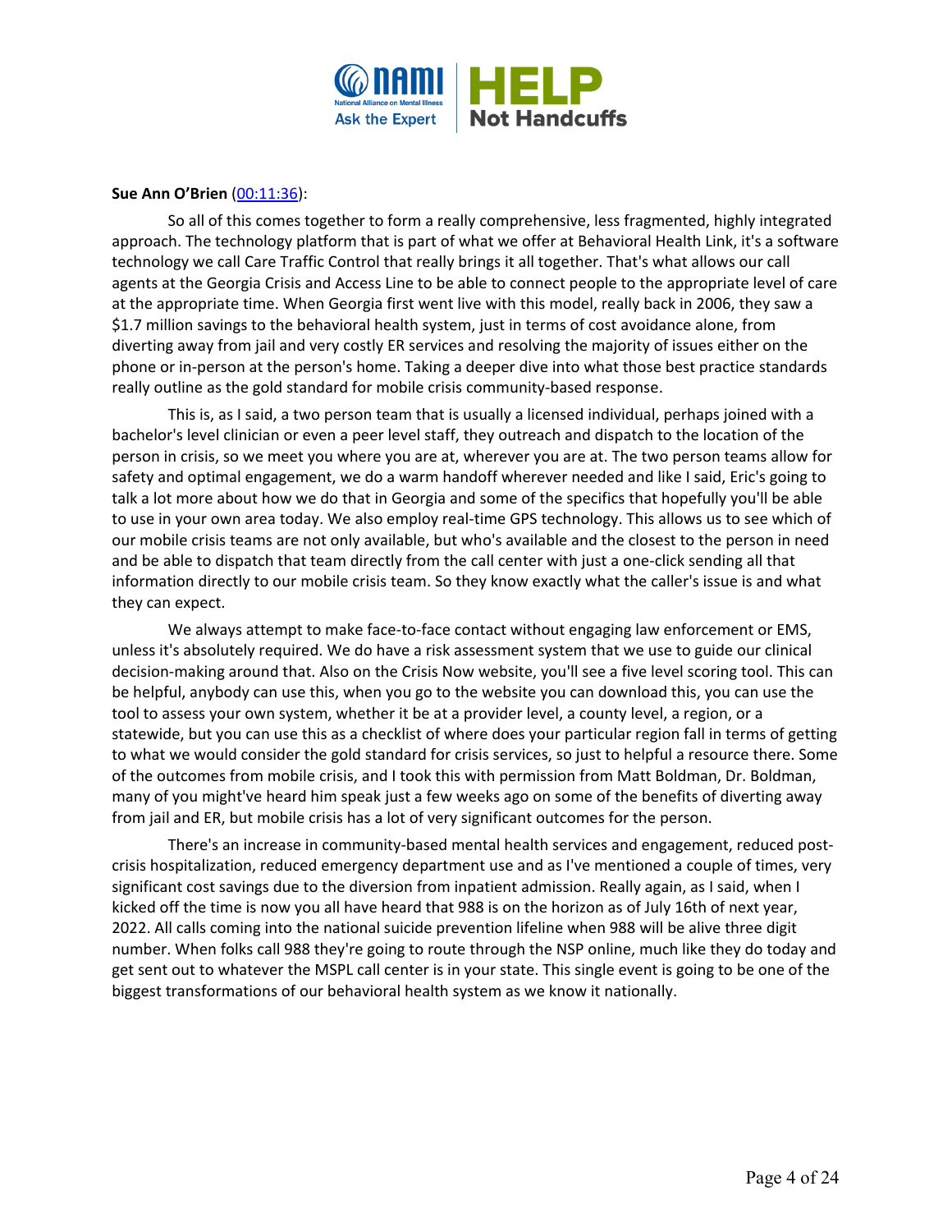**Sue Ann O'Brien** (00:11:36):

So all of this comes together to form a really comprehensive, less fragmented, highly integrated approach. The technology platform that is part of what we offer at Behavioral Health Link, it's a software technology we call Care Traffic Control that really brings it all together. That's what allows our call agents at the Georgia Crisis and Access Line to be able to connect people to the appropriate level of care at the appropriate time. When Georgia first went live with this model, really back in 2006, they saw a $1.7 million savings to the behavioral health system, just in terms of cost avoidance alone, from diverting away from jail and very costly ER services and resolving the majority of issues either on the phone or in-person at the person's home. Taking a deeper dive into what those best practice standards really outline as the gold standard for mobile crisis community-based response.

This is, as I said, a two person team that is usually a licensed individual, perhaps joined with a bachelor's level clinician or even a peer level staff, they outreach and dispatch to the location of the person in crisis, so we meet you where you are at, wherever you are at. The two person teams allow for safety and optimal engagement, we do a warm handoff wherever needed and like I said, Eric's going to talk a lot more about how we do that in Georgia and some of the specifics that hopefully you'll be able to use in your own area today. We also employ real-time GPS technology. This allows us to see which of our mobile crisis teams are not only available, but who's available and the closest to the person in need and be able to dispatch that team directly from the call center with just a one-click sending all that information directly to our mobile crisis team. So they know exactly what the caller's issue is and what they can expect.

We always attempt to make face-to-face contact without engaging law enforcement or EMS, unless it's absolutely required. We do have a risk assessment system that we use to guide our clinical decision-making around that. Also on the Crisis Now website, you'll see a five level scoring tool. This can be helpful, anybody can use this, when you go to the website you can download this, you can use the tool to assess your own system, whether it be at a provider level, a county level, a region, or a statewide, but you can use this as a checklist of where does your particular region fall in terms of getting to what we would consider the gold standard for crisis services, so just to helpful a resource there. Some of the outcomes from mobile crisis, and I took this with permission from Matt Boldman, Dr. Boldman, many of you might've heard him speak just a few weeks ago on some of the benefits of diverting away from jail and ER, but mobile crisis has a lot of very significant outcomes for the person.

There's an increase in community-based mental health services and engagement, reduced post-crisis hospitalization, reduced emergency department use and as I've mentioned a couple of times, very significant cost savings due to the diversion from inpatient admission. Really again, as I said, when I kicked off the time is now you all have heard that 988 is on the horizon as of July 16th of next year, 2022. All calls coming into the national suicide prevention lifeline when 988 will be alive three digit number. When folks call 988 they're going to route through the NSP online, much like they do today and get sent out to whatever the MSPL call center is in your state. This single event is going to be one of the biggest transformations of our behavioral health system as we know it nationally.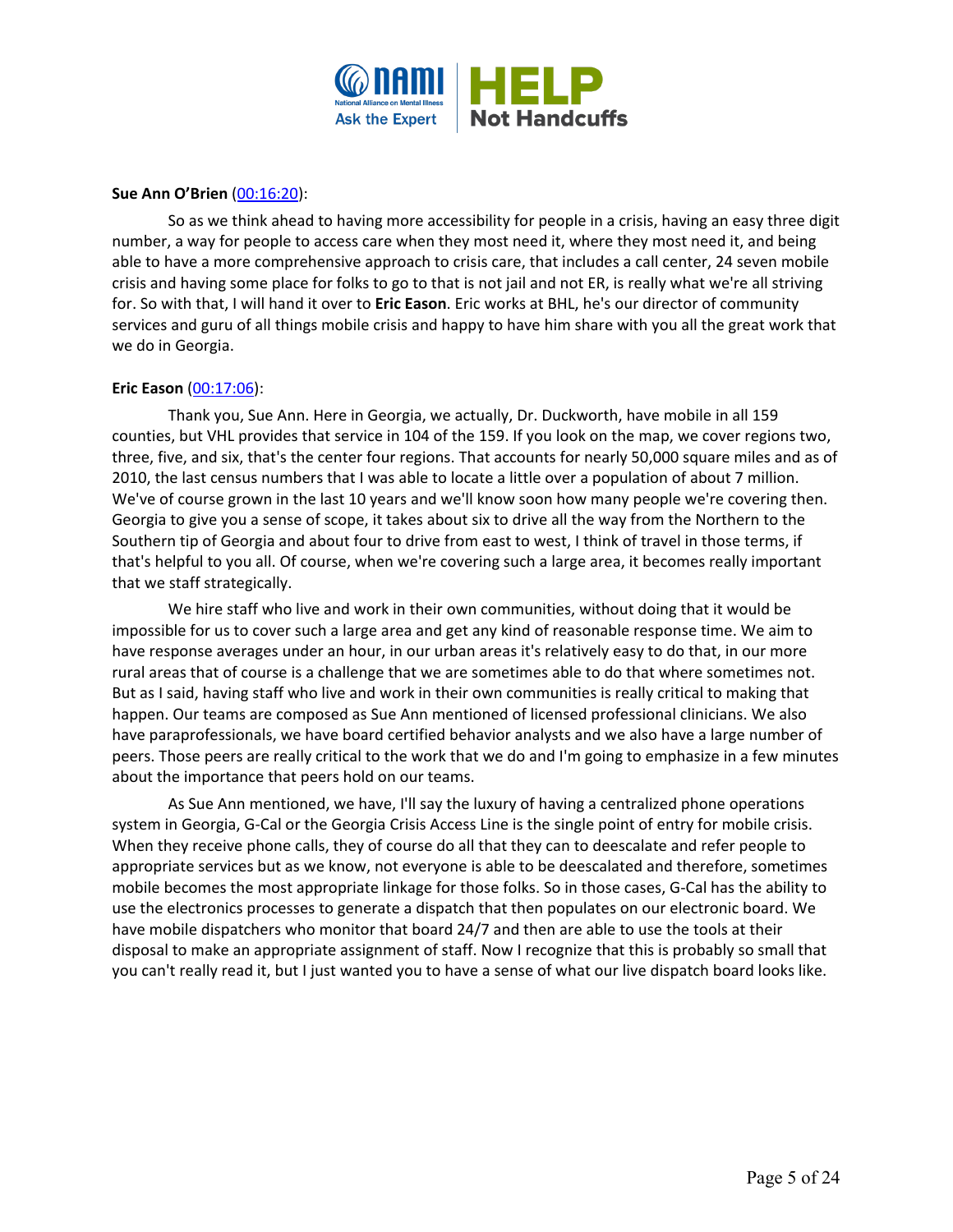**Sue Ann O'Brien** ([00:16:20](00:16:20)):

So as we think ahead to having more accessibility for people in a crisis, having an easy three digit number, a way for people to access care when they most need it, where they most need it, and being able to have a more comprehensive approach to crisis care, that includes a call center, 24 seven mobile crisis and having some place for folks to go to that is not jail and not ER, is really what we're all striving for. So with that, I will hand it over to **Eric Eason**. Eric works at BHL, he's our director of community services and guru of all things mobile crisis and happy to have him share with you all the great work that we do in Georgia.

**Eric Eason** ([00:17:06](00:17:06)):

Thank you, Sue Ann. Here in Georgia, we actually, Dr. Duckworth, have mobile in all 159 counties, but VHL provides that service in 104 of the 159. If you look on the map, we cover regions two, three, five, and six, that's the center four regions. That accounts for nearly 50,000 square miles and as of 2010, the last census numbers that I was able to locate a little over a population of about 7 million. We've of course grown in the last 10 years and we'll know soon how many people we're covering then. Georgia to give you a sense of scope, it takes about six to drive all the way from the Northern to the Southern tip of Georgia and about four to drive from east to west, I think of travel in those terms, if that's helpful to you all. Of course, when we're covering such a large area, it becomes really important that we staff strategically.

We hire staff who live and work in their own communities, without doing that it would be impossible for us to cover such a large area and get any kind of reasonable response time. We aim to have response averages under an hour, in our urban areas it's relatively easy to do that, in our more rural areas that of course is a challenge that we are sometimes able to do that where sometimes not. But as I said, having staff who live and work in their own communities is really critical to making that happen. Our teams are composed as Sue Ann mentioned of licensed professional clinicians. We also have paraprofessionals, we have board certified behavior analysts and we also have a large number of peers. Those peers are really critical to the work that we do and I'm going to emphasize in a few minutes about the importance that peers hold on our teams.

As Sue Ann mentioned, we have, I'll say the luxury of having a centralized phone operations system in Georgia, G-Cal or the Georgia Crisis Access Line is the single point of entry for mobile crisis. When they receive phone calls, they of course do all that they can to deescalate and refer people to appropriate services but as we know, not everyone is able to be deescalated and therefore, sometimes mobile becomes the most appropriate linkage for those folks. So in those cases, G-Cal has the ability to use the electronics processes to generate a dispatch that then populates on our electronic board. We have mobile dispatchers who monitor that board 24/7 and then are able to use the tools at their disposal to make an appropriate assignment of staff. Now I recognize that this is probably so small that you can't really read it, but I just wanted you to have a sense of what our live dispatch board looks like.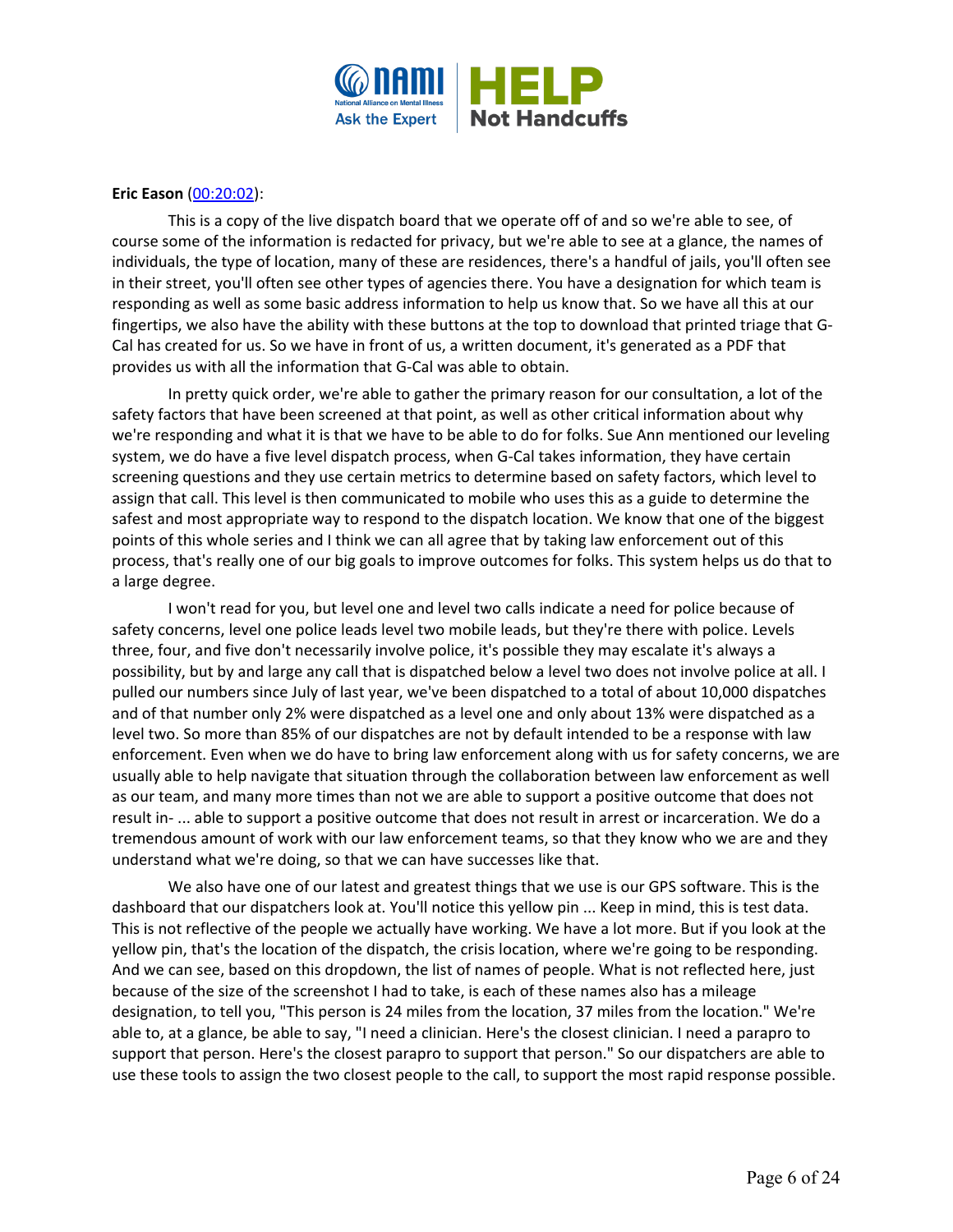**Eric Eason** (00:20:02):

This is a copy of the live dispatch board that we operate off of and so we're able to see, of course some of the information is redacted for privacy, but we're able to see at a glance, the names of individuals, the type of location, many of these are residences, there's a handful of jails, you'll often see in their street, you'll often see other types of agencies there. You have a designation for which team is responding as well as some basic address information to help us know that. So we have all this at our fingertips, we also have the ability with these buttons at the top to download that printed triage that G-Cal has created for us. So we have in front of us, a written document, it's generated as a PDF that provides us with all the information that G-Cal was able to obtain.

In pretty quick order, we're able to gather the primary reason for our consultation, a lot of the safety factors that have been screened at that point, as well as other critical information about why we're responding and what it is that we have to be able to do for folks. Sue Ann mentioned our leveling system, we do have a five level dispatch process, when G-Cal takes information, they have certain screening questions and they use certain metrics to determine based on safety factors, which level to assign that call. This level is then communicated to mobile who uses this as a guide to determine the safest and most appropriate way to respond to the dispatch location. We know that one of the biggest points of this whole series and I think we can all agree that by taking law enforcement out of this process, that's really one of our big goals to improve outcomes for folks. This system helps us do that to a large degree.

I won't read for you, but level one and level two calls indicate a need for police because of safety concerns, level one police leads level two mobile leads, but they're there with police. Levels three, four, and five don't necessarily involve police, it's possible they may escalate it's always a possibility, but by and large any call that is dispatched below a level two does not involve police at all. I pulled our numbers since July of last year, we've been dispatched to a total of about 10,000 dispatches and of that number only 2% were dispatched as a level one and only about 13% were dispatched as a level two. So more than 85% of our dispatches are not by default intended to be a response with law enforcement. Even when we do have to bring law enforcement along with us for safety concerns, we are usually able to help navigate that situation through the collaboration between law enforcement as well as our team, and many more times than not we are able to support a positive outcome that does not result in- ... able to support a positive outcome that does not result in arrest or incarceration. We do a tremendous amount of work with our law enforcement teams, so that they know who we are and they understand what we're doing, so that we can have successes like that.

We also have one of our latest and greatest things that we use is our GPS software. This is the dashboard that our dispatchers look at. You'll notice this yellow pin ... Keep in mind, this is test data. This is not reflective of the people we actually have working. We have a lot more. But if you look at the yellow pin, that's the location of the dispatch, the crisis location, where we're going to be responding. And we can see, based on this dropdown, the list of names of people. What is not reflected here, just because of the size of the screenshot I had to take, is each of these names also has a mileage designation, to tell you, "This person is 24 miles from the location, 37 miles from the location." We're able to, at a glance, be able to say, "I need a clinician. Here's the closest clinician. I need a parapro to support that person. Here's the closest parapro to support that person." So our dispatchers are able to use these tools to assign the two closest people to the call, to support the most rapid response possible.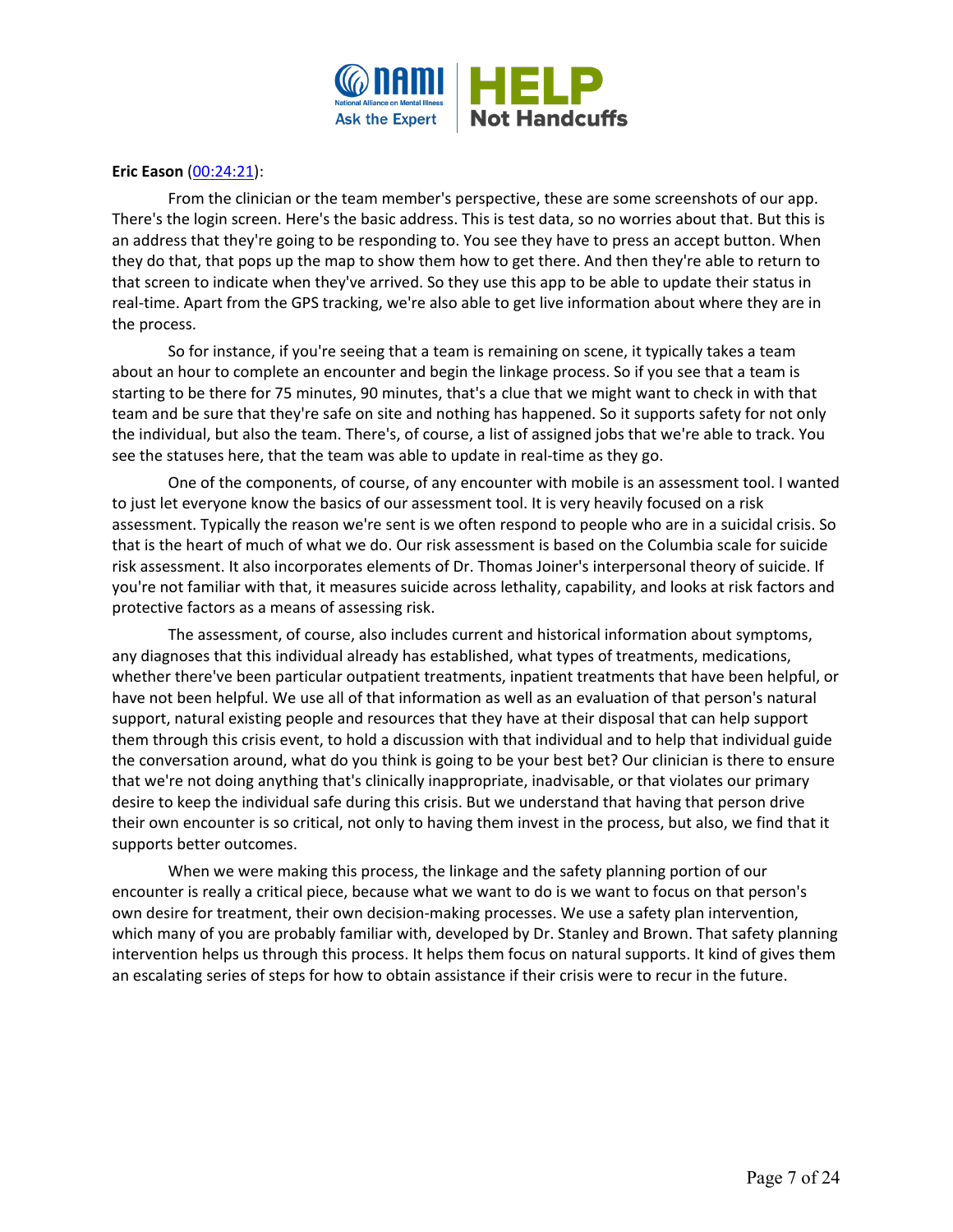**Eric Eason** ([00:24:21](#)):

From the clinician or the team member's perspective, these are some screenshots of our app. There's the login screen. Here's the basic address. This is test data, so no worries about that. But this is an address that they're going to be responding to. You see they have to press an accept button. When they do that, that pops up the map to show them how to get there. And then they're able to return to that screen to indicate when they've arrived. So they use this app to be able to update their status in real-time. Apart from the GPS tracking, we're also able to get live information about where they are in the process.

So for instance, if you're seeing that a team is remaining on scene, it typically takes a team about an hour to complete an encounter and begin the linkage process. So if you see that a team is starting to be there for 75 minutes, 90 minutes, that's a clue that we might want to check in with that team and be sure that they're safe on site and nothing has happened. So it supports safety for not only the individual, but also the team. There's, of course, a list of assigned jobs that we're able to track. You see the statuses here, that the team was able to update in real-time as they go.

One of the components, of course, of any encounter with mobile is an assessment tool. I wanted to just let everyone know the basics of our assessment tool. It is very heavily focused on a risk assessment. Typically the reason we're sent is we often respond to people who are in a suicidal crisis. So that is the heart of much of what we do. Our risk assessment is based on the Columbia scale for suicide risk assessment. It also incorporates elements of Dr. Thomas Joiner's interpersonal theory of suicide. If you're not familiar with that, it measures suicide across lethality, capability, and looks at risk factors and protective factors as a means of assessing risk.

The assessment, of course, also includes current and historical information about symptoms, any diagnoses that this individual already has established, what types of treatments, medications, whether there've been particular outpatient treatments, inpatient treatments that have been helpful, or have not been helpful. We use all of that information as well as an evaluation of that person's natural support, natural existing people and resources that they have at their disposal that can help support them through this crisis event, to hold a discussion with that individual and to help that individual guide the conversation around, what do you think is going to be your best bet? Our clinician is there to ensure that we're not doing anything that's clinically inappropriate, inadvisable, or that violates our primary desire to keep the individual safe during this crisis. But we understand that having that person drive their own encounter is so critical, not only to having them invest in the process, but also, we find that it supports better outcomes.

When we were making this process, the linkage and the safety planning portion of our encounter is really a critical piece, because what we want to do is we want to focus on that person's own desire for treatment, their own decision-making processes. We use a safety plan intervention, which many of you are probably familiar with, developed by Dr. Stanley and Brown. That safety planning intervention helps us through this process. It helps them focus on natural supports. It kind of gives them an escalating series of steps for how to obtain assistance if their crisis were to recur in the future.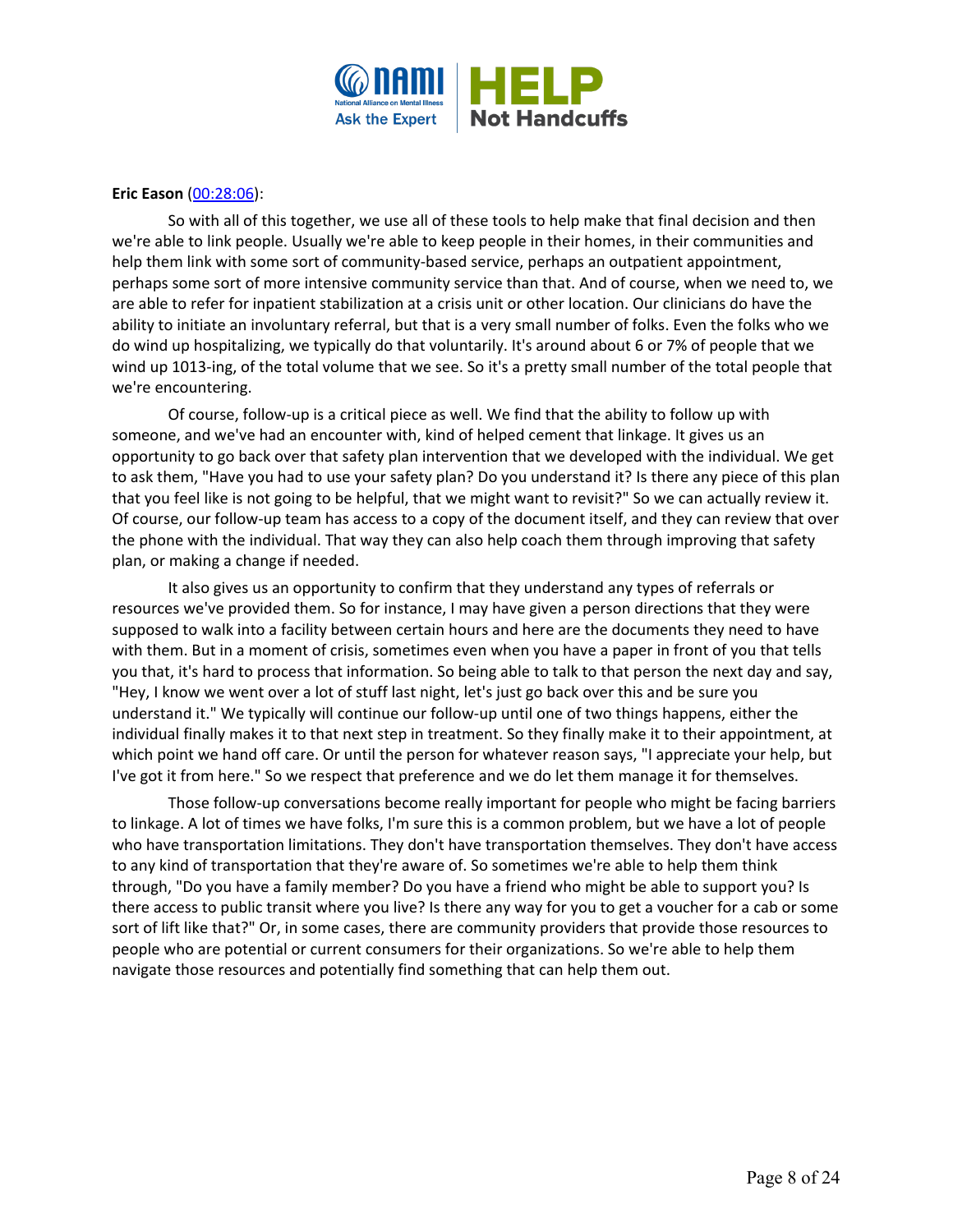**Eric Eason** (00:28:06):

So with all of this together, we use all of these tools to help make that final decision and then we're able to link people. Usually we're able to keep people in their homes, in their communities and help them link with some sort of community-based service, perhaps an outpatient appointment, perhaps some sort of more intensive community service than that. And of course, when we need to, we are able to refer for inpatient stabilization at a crisis unit or other location. Our clinicians do have the ability to initiate an involuntary referral, but that is a very small number of folks. Even the folks who we do wind up hospitalizing, we typically do that voluntarily. It's around about 6 or 7% of people that we wind up 1013-ing, of the total volume that we see. So it's a pretty small number of the total people that we're encountering.

Of course, follow-up is a critical piece as well. We find that the ability to follow up with someone, and we've had an encounter with, kind of helped cement that linkage. It gives us an opportunity to go back over that safety plan intervention that we developed with the individual. We get to ask them, "Have you had to use your safety plan? Do you understand it? Is there any piece of this plan that you feel like is not going to be helpful, that we might want to revisit?" So we can actually review it. Of course, our follow-up team has access to a copy of the document itself, and they can review that over the phone with the individual. That way they can also help coach them through improving that safety plan, or making a change if needed.

It also gives us an opportunity to confirm that they understand any types of referrals or resources we've provided them. So for instance, I may have given a person directions that they were supposed to walk into a facility between certain hours and here are the documents they need to have with them. But in a moment of crisis, sometimes even when you have a paper in front of you that tells you that, it's hard to process that information. So being able to talk to that person the next day and say, "Hey, I know we went over a lot of stuff last night, let's just go back over this and be sure you understand it." We typically will continue our follow-up until one of two things happens, either the individual finally makes it to that next step in treatment. So they finally make it to their appointment, at which point we hand off care. Or until the person for whatever reason says, "I appreciate your help, but I've got it from here." So we respect that preference and we do let them manage it for themselves.

Those follow-up conversations become really important for people who might be facing barriers to linkage. A lot of times we have folks, I'm sure this is a common problem, but we have a lot of people who have transportation limitations. They don't have transportation themselves. They don't have access to any kind of transportation that they're aware of. So sometimes we're able to help them think through, "Do you have a family member? Do you have a friend who might be able to support you? Is there access to public transit where you live? Is there any way for you to get a voucher for a cab or some sort of lift like that?" Or, in some cases, there are community providers that provide those resources to people who are potential or current consumers for their organizations. So we're able to help them navigate those resources and potentially find something that can help them out.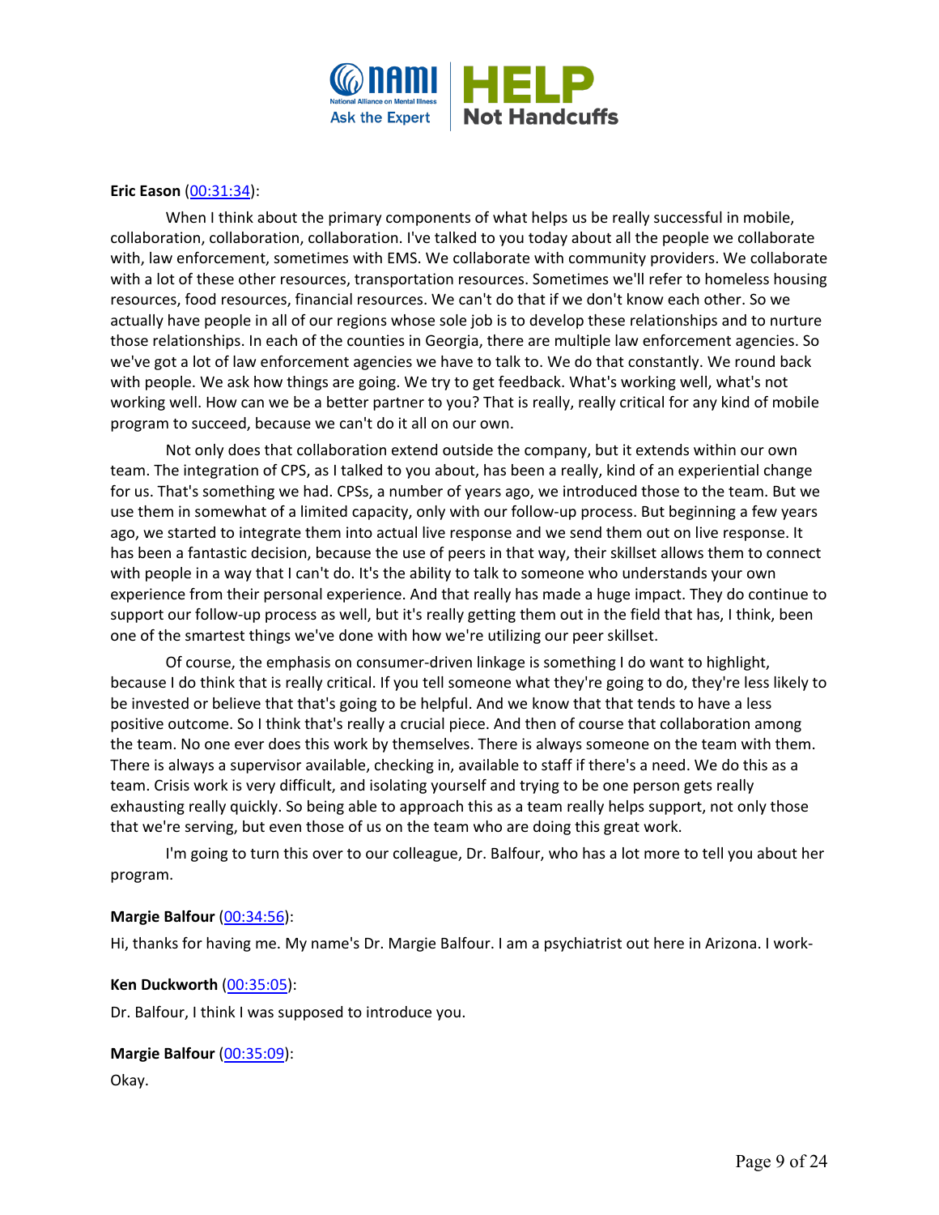**Eric Eason** ([00:31:34](#)):

When I think about the primary components of what helps us be really successful in mobile, collaboration, collaboration, collaboration. I've talked to you today about all the people we collaborate with, law enforcement, sometimes with EMS. We collaborate with community providers. We collaborate with a lot of these other resources, transportation resources. Sometimes we'll refer to homeless housing resources, food resources, financial resources. We can't do that if we don't know each other. So we actually have people in all of our regions whose sole job is to develop these relationships and to nurture those relationships. In each of the counties in Georgia, there are multiple law enforcement agencies. So we've got a lot of law enforcement agencies we have to talk to. We do that constantly. We round back with people. We ask how things are going. We try to get feedback. What's working well, what's not working well. How can we be a better partner to you? That is really, really critical for any kind of mobile program to succeed, because we can't do it all on our own.

Not only does that collaboration extend outside the company, but it extends within our own team. The integration of CPS, as I talked to you about, has been a really, kind of an experiential change for us. That's something we had. CPSs, a number of years ago, we introduced those to the team. But we use them in somewhat of a limited capacity, only with our follow-up process. But beginning a few years ago, we started to integrate them into actual live response and we send them out on live response. It has been a fantastic decision, because the use of peers in that way, their skillset allows them to connect with people in a way that I can't do. It's the ability to talk to someone who understands your own experience from their personal experience. And that really has made a huge impact. They do continue to support our follow-up process as well, but it's really getting them out in the field that has, I think, been one of the smartest things we've done with how we're utilizing our peer skillset.

Of course, the emphasis on consumer-driven linkage is something I do want to highlight, because I do think that is really critical. If you tell someone what they're going to do, they're less likely to be invested or believe that that's going to be helpful. And we know that that tends to have a less positive outcome. So I think that's really a crucial piece. And then of course that collaboration among the team. No one ever does this work by themselves. There is always someone on the team with them. There is always a supervisor available, checking in, available to staff if there's a need. We do this as a team. Crisis work is very difficult, and isolating yourself and trying to be one person gets really exhausting really quickly. So being able to approach this as a team really helps support, not only those that we're serving, but even those of us on the team who are doing this great work.

I'm going to turn this over to our colleague, Dr. Balfour, who has a lot more to tell you about her program.

**Margie Balfour** ([00:34:56](#)):

Hi, thanks for having me. My name's Dr. Margie Balfour. I am a psychiatrist out here in Arizona. I work-

**Ken Duckworth** ([00:35:05](#)):

Dr. Balfour, I think I was supposed to introduce you.

**Margie Balfour** ([00:35:09](#)):

Okay.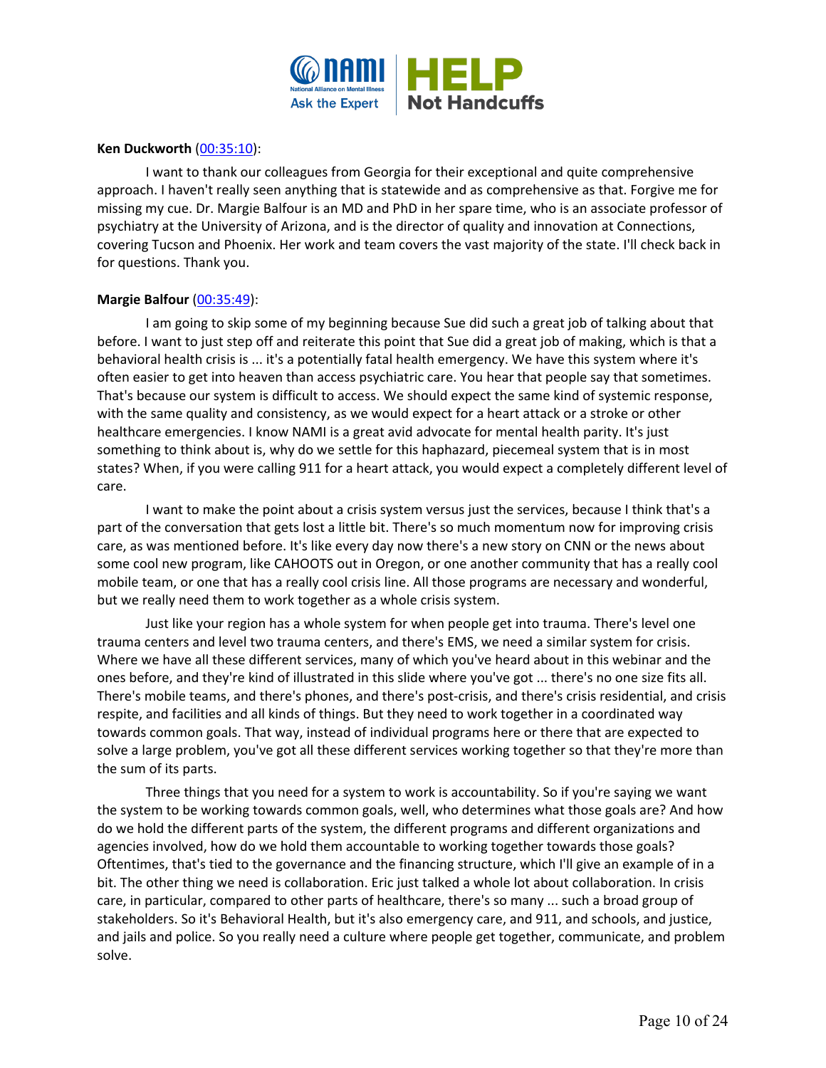**Ken Duckworth** ([00:35:10](#)):

I want to thank our colleagues from Georgia for their exceptional and quite comprehensive approach. I haven't really seen anything that is statewide and as comprehensive as that. Forgive me for missing my cue. Dr. Margie Balfour is an MD and PhD in her spare time, who is an associate professor of psychiatry at the University of Arizona, and is the director of quality and innovation at Connections, covering Tucson and Phoenix. Her work and team covers the vast majority of the state. I'll check back in for questions. Thank you.

**Margie Balfour** ([00:35:49](#)):

I am going to skip some of my beginning because Sue did such a great job of talking about that before. I want to just step off and reiterate this point that Sue did a great job of making, which is that a behavioral health crisis is ... it's a potentially fatal health emergency. We have this system where it's often easier to get into heaven than access psychiatric care. You hear that people say that sometimes. That's because our system is difficult to access. We should expect the same kind of systemic response, with the same quality and consistency, as we would expect for a heart attack or a stroke or other healthcare emergencies. I know NAMI is a great avid advocate for mental health parity. It's just something to think about is, why do we settle for this haphazard, piecemeal system that is in most states? When, if you were calling 911 for a heart attack, you would expect a completely different level of care.

I want to make the point about a crisis system versus just the services, because I think that's a part of the conversation that gets lost a little bit. There's so much momentum now for improving crisis care, as was mentioned before. It's like every day now there's a new story on CNN or the news about some cool new program, like CAHOOTS out in Oregon, or one another community that has a really cool mobile team, or one that has a really cool crisis line. All those programs are necessary and wonderful, but we really need them to work together as a whole crisis system.

Just like your region has a whole system for when people get into trauma. There's level one trauma centers and level two trauma centers, and there's EMS, we need a similar system for crisis. Where we have all these different services, many of which you've heard about in this webinar and the ones before, and they're kind of illustrated in this slide where you've got ... there's no one size fits all. There's mobile teams, and there's phones, and there's post-crisis, and there's crisis residential, and crisis respite, and facilities and all kinds of things. But they need to work together in a coordinated way towards common goals. That way, instead of individual programs here or there that are expected to solve a large problem, you've got all these different services working together so that they're more than the sum of its parts.

Three things that you need for a system to work is accountability. So if you're saying we want the system to be working towards common goals, well, who determines what those goals are? And how do we hold the different parts of the system, the different programs and different organizations and agencies involved, how do we hold them accountable to working together towards those goals? Oftentimes, that's tied to the governance and the financing structure, which I'll give an example of in a bit. The other thing we need is collaboration. Eric just talked a whole lot about collaboration. In crisis care, in particular, compared to other parts of healthcare, there's so many ... such a broad group of stakeholders. So it's Behavioral Health, but it's also emergency care, and 911, and schools, and justice, and jails and police. So you really need a culture where people get together, communicate, and problem solve.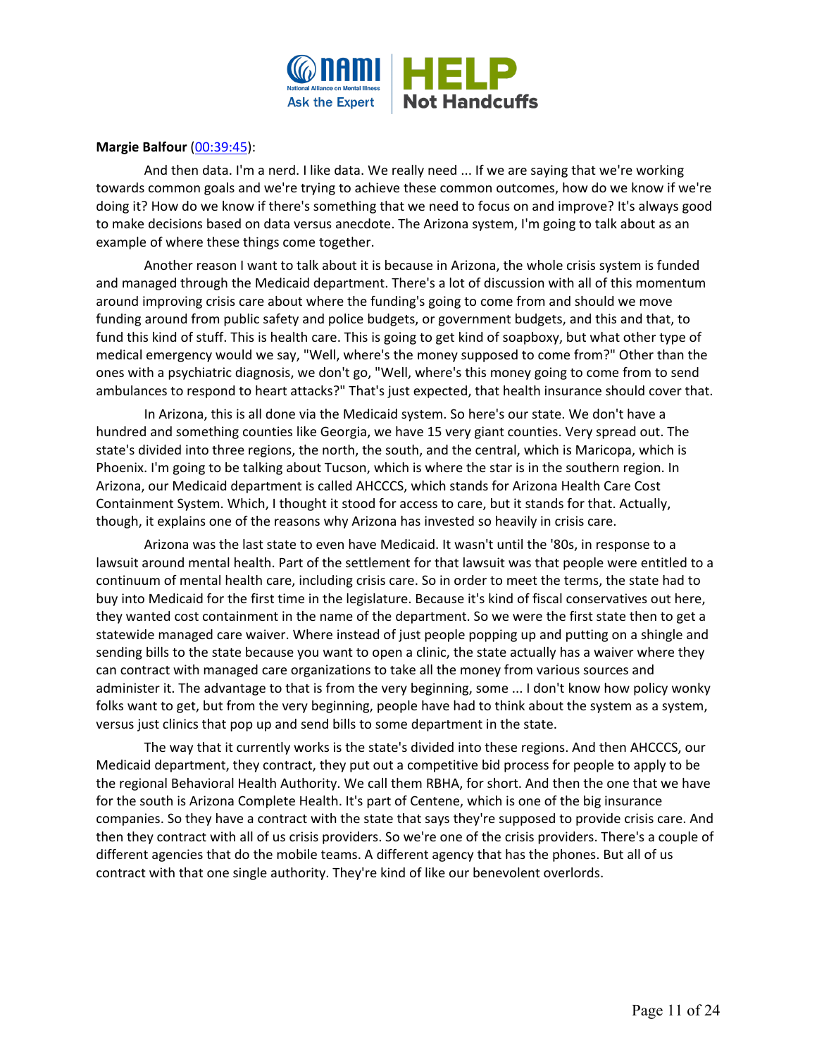**Margie Balfour** ([00:39:45](#)):

And then data. I'm a nerd. I like data. We really need ... If we are saying that we're working towards common goals and we're trying to achieve these common outcomes, how do we know if we're doing it? How do we know if there's something that we need to focus on and improve? It's always good to make decisions based on data versus anecdote. The Arizona system, I'm going to talk about as an example of where these things come together.

Another reason I want to talk about it is because in Arizona, the whole crisis system is funded and managed through the Medicaid department. There's a lot of discussion with all of this momentum around improving crisis care about where the funding's going to come from and should we move funding around from public safety and police budgets, or government budgets, and this and that, to fund this kind of stuff. This is health care. This is going to get kind of soapboxy, but what other type of medical emergency would we say, "Well, where's the money supposed to come from?" Other than the ones with a psychiatric diagnosis, we don't go, "Well, where's this money going to come from to send ambulances to respond to heart attacks?" That's just expected, that health insurance should cover that.

In Arizona, this is all done via the Medicaid system. So here's our state. We don't have a hundred and something counties like Georgia, we have 15 very giant counties. Very spread out. The state's divided into three regions, the north, the south, and the central, which is Maricopa, which is Phoenix. I'm going to be talking about Tucson, which is where the star is in the southern region. In Arizona, our Medicaid department is called AHCCCS, which stands for Arizona Health Care Cost Containment System. Which, I thought it stood for access to care, but it stands for that. Actually, though, it explains one of the reasons why Arizona has invested so heavily in crisis care.

Arizona was the last state to even have Medicaid. It wasn't until the '80s, in response to a lawsuit around mental health. Part of the settlement for that lawsuit was that people were entitled to a continuum of mental health care, including crisis care. So in order to meet the terms, the state had to buy into Medicaid for the first time in the legislature. Because it's kind of fiscal conservatives out here, they wanted cost containment in the name of the department. So we were the first state then to get a statewide managed care waiver. Where instead of just people popping up and putting on a shingle and sending bills to the state because you want to open a clinic, the state actually has a waiver where they can contract with managed care organizations to take all the money from various sources and administer it. The advantage to that is from the very beginning, some ... I don't know how policy wonky folks want to get, but from the very beginning, people have had to think about the system as a system, versus just clinics that pop up and send bills to some department in the state.

The way that it currently works is the state's divided into these regions. And then AHCCCS, our Medicaid department, they contract, they put out a competitive bid process for people to apply to be the regional Behavioral Health Authority. We call them RBHA, for short. And then the one that we have for the south is Arizona Complete Health. It's part of Centene, which is one of the big insurance companies. So they have a contract with the state that says they're supposed to provide crisis care. And then they contract with all of us crisis providers. So we're one of the crisis providers. There's a couple of different agencies that do the mobile teams. A different agency that has the phones. But all of us contract with that one single authority. They're kind of like our benevolent overlords.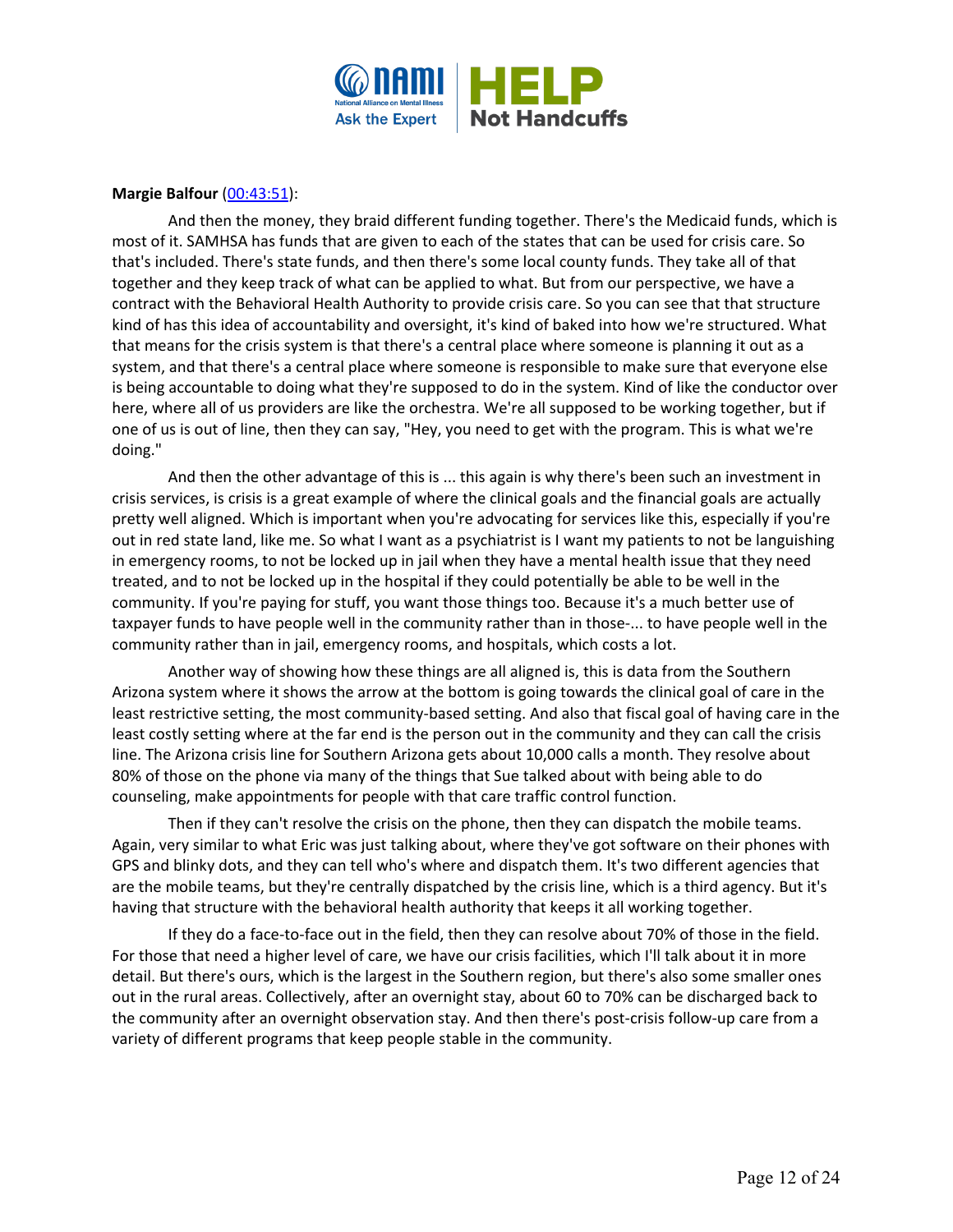**Margie Balfour** (00:43:51):

And then the money, they braid different funding together. There's the Medicaid funds, which is most of it. SAMHSA has funds that are given to each of the states that can be used for crisis care. So that's included. There's state funds, and then there's some local county funds. They take all of that together and they keep track of what can be applied to what. But from our perspective, we have a contract with the Behavioral Health Authority to provide crisis care. So you can see that that structure kind of has this idea of accountability and oversight, it's kind of baked into how we're structured. What that means for the crisis system is that there's a central place where someone is planning it out as a system, and that there's a central place where someone is responsible to make sure that everyone else is being accountable to doing what they're supposed to do in the system. Kind of like the conductor over here, where all of us providers are like the orchestra. We're all supposed to be working together, but if one of us is out of line, then they can say, "Hey, you need to get with the program. This is what we're doing."

And then the other advantage of this is ... this again is why there's been such an investment in crisis services, is crisis is a great example of where the clinical goals and the financial goals are actually pretty well aligned. Which is important when you're advocating for services like this, especially if you're out in red state land, like me. So what I want as a psychiatrist is I want my patients to not be languishing in emergency rooms, to not be locked up in jail when they have a mental health issue that they need treated, and to not be locked up in the hospital if they could potentially be able to be well in the community. If you're paying for stuff, you want those things too. Because it's a much better use of taxpayer funds to have people well in the community rather than in those-... to have people well in the community rather than in jail, emergency rooms, and hospitals, which costs a lot.

Another way of showing how these things are all aligned is, this is data from the Southern Arizona system where it shows the arrow at the bottom is going towards the clinical goal of care in the least restrictive setting, the most community-based setting. And also that fiscal goal of having care in the least costly setting where at the far end is the person out in the community and they can call the crisis line. The Arizona crisis line for Southern Arizona gets about 10,000 calls a month. They resolve about 80% of those on the phone via many of the things that Sue talked about with being able to do counseling, make appointments for people with that care traffic control function.

Then if they can't resolve the crisis on the phone, then they can dispatch the mobile teams. Again, very similar to what Eric was just talking about, where they've got software on their phones with GPS and blinky dots, and they can tell who's where and dispatch them. It's two different agencies that are the mobile teams, but they're centrally dispatched by the crisis line, which is a third agency. But it's having that structure with the behavioral health authority that keeps it all working together.

If they do a face-to-face out in the field, then they can resolve about 70% of those in the field. For those that need a higher level of care, we have our crisis facilities, which I'll talk about it in more detail. But there's ours, which is the largest in the Southern region, but there's also some smaller ones out in the rural areas. Collectively, after an overnight stay, about 60 to 70% can be discharged back to the community after an overnight observation stay. And then there's post-crisis follow-up care from a variety of different programs that keep people stable in the community.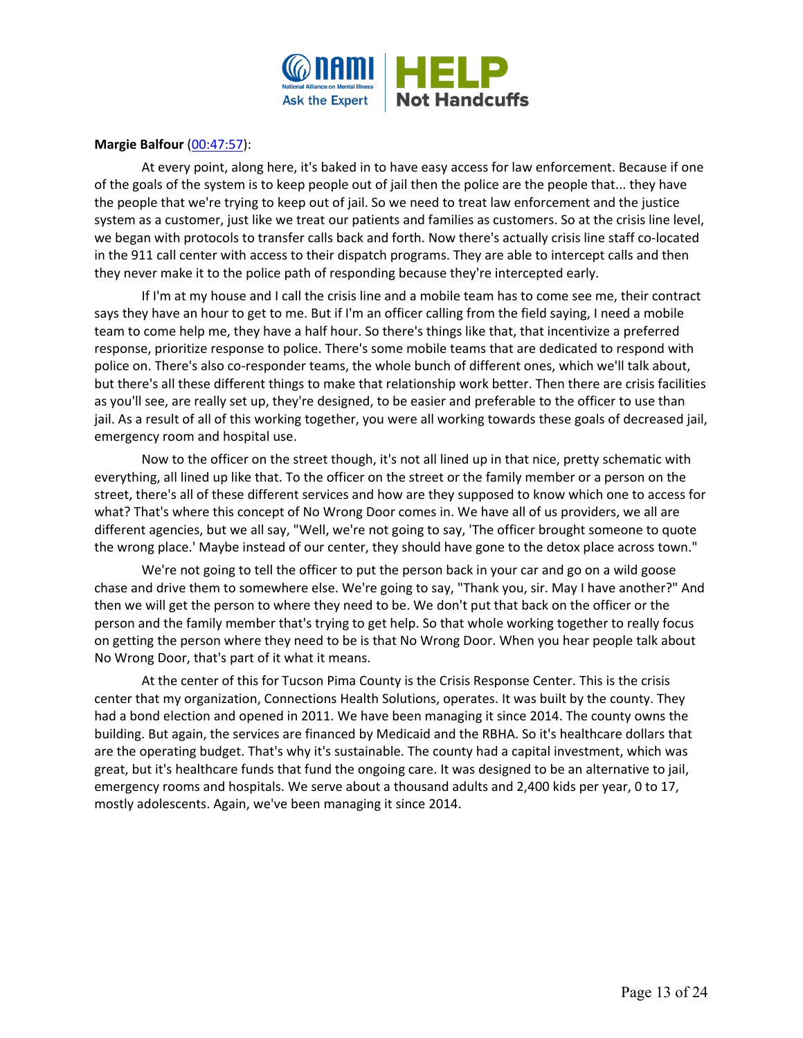**Margie Balfour** ([00:47:57]()):

At every point, along here, it's baked in to have easy access for law enforcement. Because if one of the goals of the system is to keep people out of jail then the police are the people that... they have the people that we're trying to keep out of jail. So we need to treat law enforcement and the justice system as a customer, just like we treat our patients and families as customers. So at the crisis line level, we began with protocols to transfer calls back and forth. Now there's actually crisis line staff co-located in the 911 call center with access to their dispatch programs. They are able to intercept calls and then they never make it to the police path of responding because they're intercepted early.

If I'm at my house and I call the crisis line and a mobile team has to come see me, their contract says they have an hour to get to me. But if I'm an officer calling from the field saying, I need a mobile team to come help me, they have a half hour. So there's things like that, that incentivize a preferred response, prioritize response to police. There's some mobile teams that are dedicated to respond with police on. There's also co-responder teams, the whole bunch of different ones, which we'll talk about, but there's all these different things to make that relationship work better. Then there are crisis facilities as you'll see, are really set up, they're designed, to be easier and preferable to the officer to use than jail. As a result of all of this working together, you were all working towards these goals of decreased jail, emergency room and hospital use.

Now to the officer on the street though, it's not all lined up in that nice, pretty schematic with everything, all lined up like that. To the officer on the street or the family member or a person on the street, there's all of these different services and how are they supposed to know which one to access for what? That's where this concept of No Wrong Door comes in. We have all of us providers, we all are different agencies, but we all say, "Well, we're not going to say, 'The officer brought someone to quote the wrong place.' Maybe instead of our center, they should have gone to the detox place across town."

We're not going to tell the officer to put the person back in your car and go on a wild goose chase and drive them to somewhere else. We're going to say, "Thank you, sir. May I have another?" And then we will get the person to where they need to be. We don't put that back on the officer or the person and the family member that's trying to get help. So that whole working together to really focus on getting the person where they need to be is that No Wrong Door. When you hear people talk about No Wrong Door, that's part of it what it means.

At the center of this for Tucson Pima County is the Crisis Response Center. This is the crisis center that my organization, Connections Health Solutions, operates. It was built by the county. They had a bond election and opened in 2011. We have been managing it since 2014. The county owns the building. But again, the services are financed by Medicaid and the RBHA. So it's healthcare dollars that are the operating budget. That's why it's sustainable. The county had a capital investment, which was great, but it's healthcare funds that fund the ongoing care. It was designed to be an alternative to jail, emergency rooms and hospitals. We serve about a thousand adults and 2,400 kids per year, 0 to 17, mostly adolescents. Again, we've been managing it since 2014.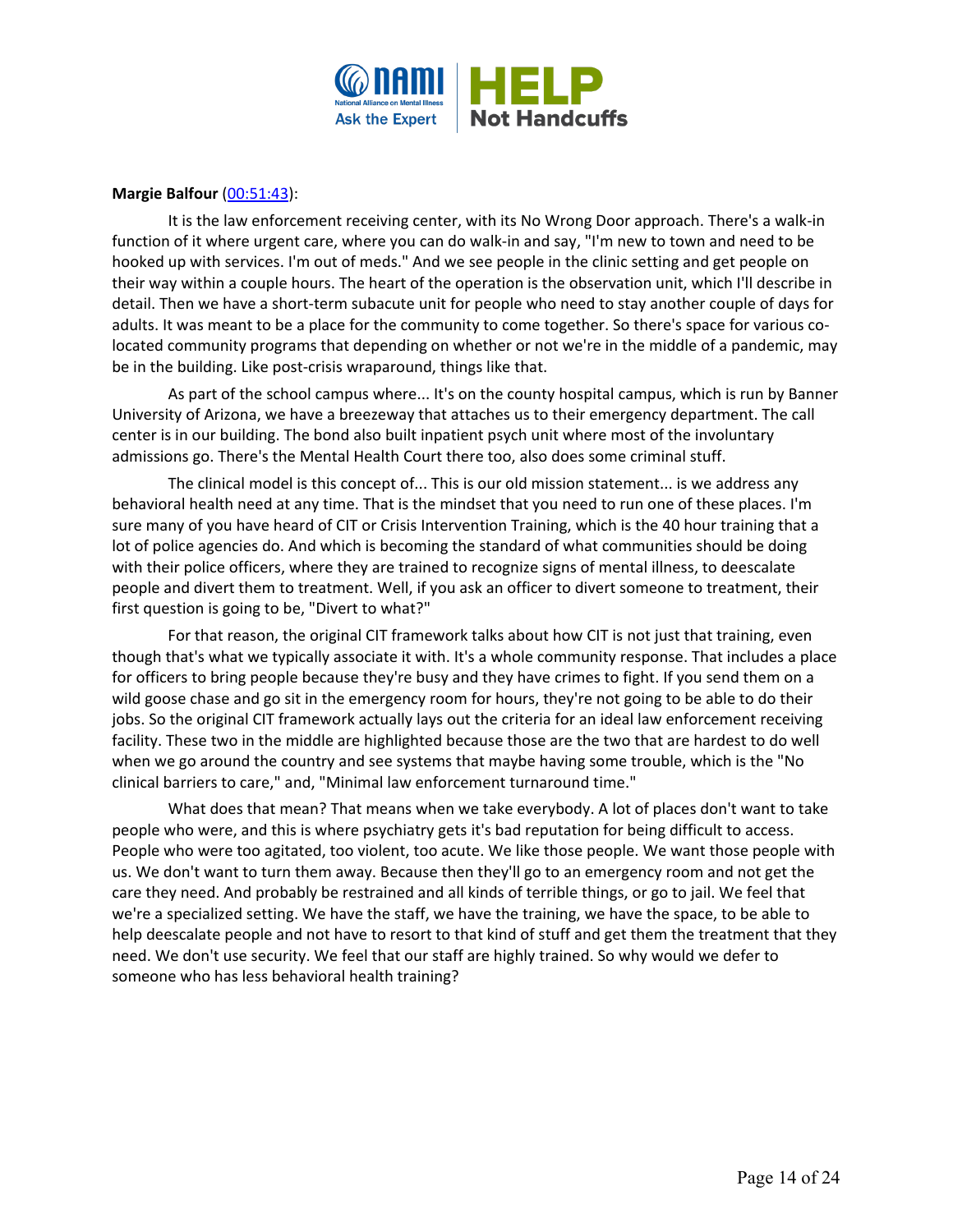**Margie Balfour** ([00:51:43](#)):

It is the law enforcement receiving center, with its No Wrong Door approach. There's a walk-in function of it where urgent care, where you can do walk-in and say, "I'm new to town and need to be hooked up with services. I'm out of meds." And we see people in the clinic setting and get people on their way within a couple hours. The heart of the operation is the observation unit, which I'll describe in detail. Then we have a short-term subacute unit for people who need to stay another couple of days for adults. It was meant to be a place for the community to come together. So there's space for various co-located community programs that depending on whether or not we're in the middle of a pandemic, may be in the building. Like post-crisis wraparound, things like that.

As part of the school campus where... It's on the county hospital campus, which is run by Banner University of Arizona, we have a breezeway that attaches us to their emergency department. The call center is in our building. The bond also built inpatient psych unit where most of the involuntary admissions go. There's the Mental Health Court there too, also does some criminal stuff.

The clinical model is this concept of... This is our old mission statement... is we address any behavioral health need at any time. That is the mindset that you need to run one of these places. I'm sure many of you have heard of CIT or Crisis Intervention Training, which is the 40 hour training that a lot of police agencies do. And which is becoming the standard of what communities should be doing with their police officers, where they are trained to recognize signs of mental illness, to deescalate people and divert them to treatment. Well, if you ask an officer to divert someone to treatment, their first question is going to be, "Divert to what?"

For that reason, the original CIT framework talks about how CIT is not just that training, even though that's what we typically associate it with. It's a whole community response. That includes a place for officers to bring people because they're busy and they have crimes to fight. If you send them on a wild goose chase and go sit in the emergency room for hours, they're not going to be able to do their jobs. So the original CIT framework actually lays out the criteria for an ideal law enforcement receiving facility. These two in the middle are highlighted because those are the two that are hardest to do well when we go around the country and see systems that maybe having some trouble, which is the "No clinical barriers to care," and, "Minimal law enforcement turnaround time."

What does that mean? That means when we take everybody. A lot of places don't want to take people who were, and this is where psychiatry gets it's bad reputation for being difficult to access. People who were too agitated, too violent, too acute. We like those people. We want those people with us. We don't want to turn them away. Because then they'll go to an emergency room and not get the care they need. And probably be restrained and all kinds of terrible things, or go to jail. We feel that we're a specialized setting. We have the staff, we have the training, we have the space, to be able to help deescalate people and not have to resort to that kind of stuff and get them the treatment that they need. We don't use security. We feel that our staff are highly trained. So why would we defer to someone who has less behavioral health training?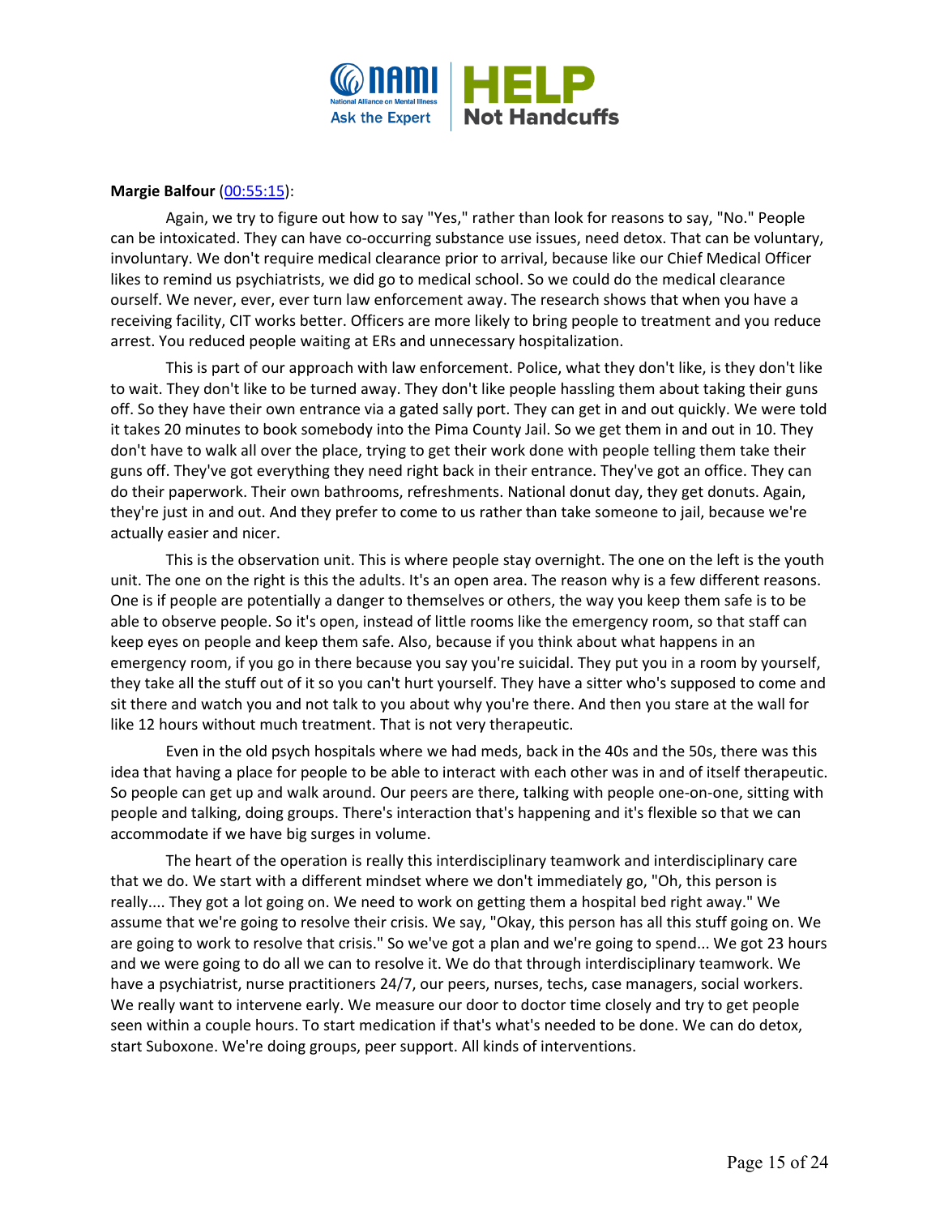**Margie Balfour** ([00:55:15]()):

Again, we try to figure out how to say "Yes," rather than look for reasons to say, "No." People can be intoxicated. They can have co-occurring substance use issues, need detox. That can be voluntary, involuntary. We don't require medical clearance prior to arrival, because like our Chief Medical Officer likes to remind us psychiatrists, we did go to medical school. So we could do the medical clearance ourself. We never, ever, ever turn law enforcement away. The research shows that when you have a receiving facility, CIT works better. Officers are more likely to bring people to treatment and you reduce arrest. You reduced people waiting at ERs and unnecessary hospitalization.

This is part of our approach with law enforcement. Police, what they don't like, is they don't like to wait. They don't like to be turned away. They don't like people hassling them about taking their guns off. So they have their own entrance via a gated sally port. They can get in and out quickly. We were told it takes 20 minutes to book somebody into the Pima County Jail. So we get them in and out in 10. They don't have to walk all over the place, trying to get their work done with people telling them take their guns off. They've got everything they need right back in their entrance. They've got an office. They can do their paperwork. Their own bathrooms, refreshments. National donut day, they get donuts. Again, they're just in and out. And they prefer to come to us rather than take someone to jail, because we're actually easier and nicer.

This is the observation unit. This is where people stay overnight. The one on the left is the youth unit. The one on the right is this the adults. It's an open area. The reason why is a few different reasons. One is if people are potentially a danger to themselves or others, the way you keep them safe is to be able to observe people. So it's open, instead of little rooms like the emergency room, so that staff can keep eyes on people and keep them safe. Also, because if you think about what happens in an emergency room, if you go in there because you say you're suicidal. They put you in a room by yourself, they take all the stuff out of it so you can't hurt yourself. They have a sitter who's supposed to come and sit there and watch you and not talk to you about why you're there. And then you stare at the wall for like 12 hours without much treatment. That is not very therapeutic.

Even in the old psych hospitals where we had meds, back in the 40s and the 50s, there was this idea that having a place for people to be able to interact with each other was in and of itself therapeutic. So people can get up and walk around. Our peers are there, talking with people one-on-one, sitting with people and talking, doing groups. There's interaction that's happening and it's flexible so that we can accommodate if we have big surges in volume.

The heart of the operation is really this interdisciplinary teamwork and interdisciplinary care that we do. We start with a different mindset where we don't immediately go, "Oh, this person is really.... They got a lot going on. We need to work on getting them a hospital bed right away." We assume that we're going to resolve their crisis. We say, "Okay, this person has all this stuff going on. We are going to work to resolve that crisis." So we've got a plan and we're going to spend... We got 23 hours and we were going to do all we can to resolve it. We do that through interdisciplinary teamwork. We have a psychiatrist, nurse practitioners 24/7, our peers, nurses, techs, case managers, social workers. We really want to intervene early. We measure our door to doctor time closely and try to get people seen within a couple hours. To start medication if that's what's needed to be done. We can do detox, start Suboxone. We're doing groups, peer support. All kinds of interventions.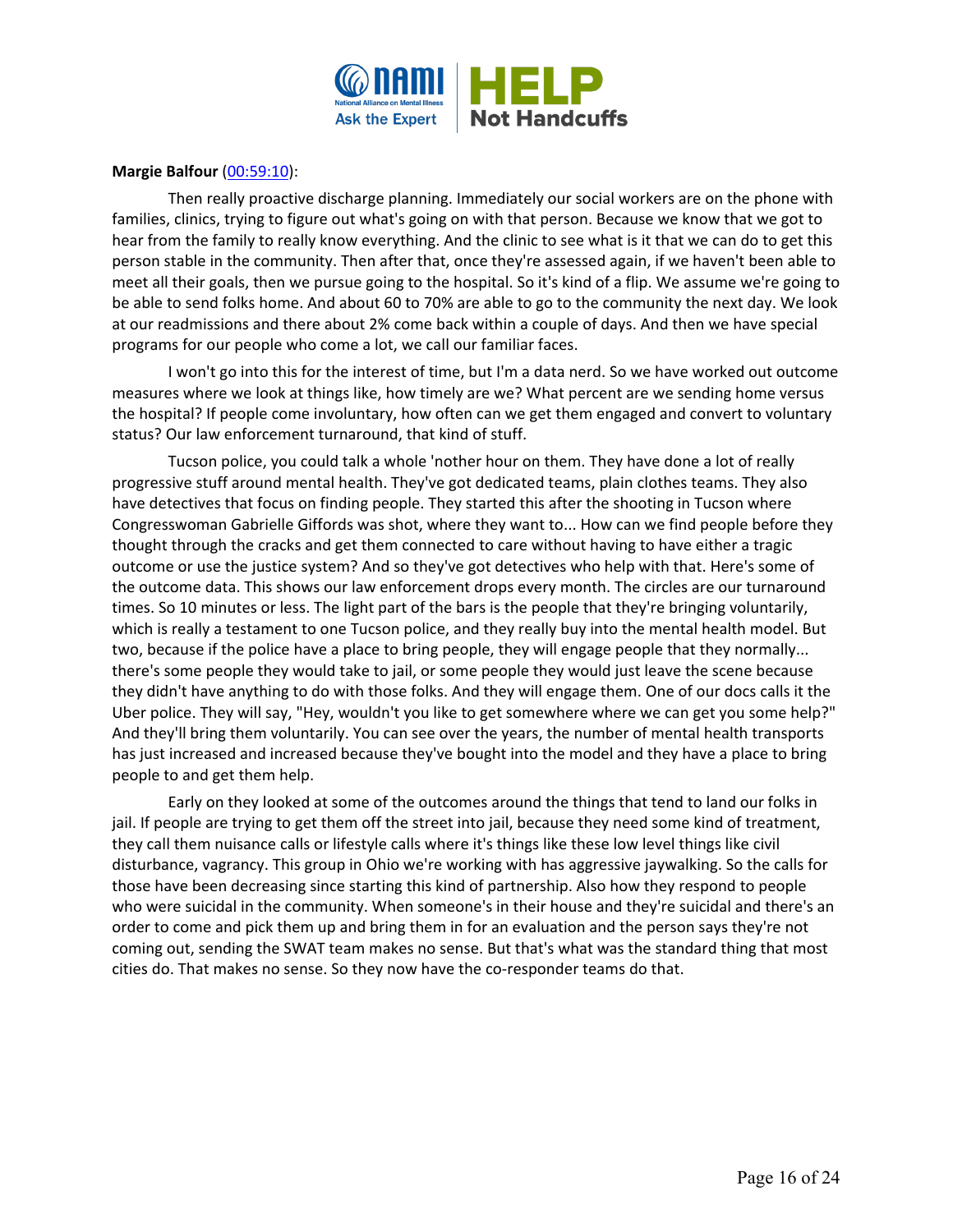**Margie Balfour** ([00:59:10](#)):

Then really proactive discharge planning. Immediately our social workers are on the phone with families, clinics, trying to figure out what's going on with that person. Because we know that we got to hear from the family to really know everything. And the clinic to see what is it that we can do to get this person stable in the community. Then after that, once they're assessed again, if we haven't been able to meet all their goals, then we pursue going to the hospital. So it's kind of a flip. We assume we're going to be able to send folks home. And about 60 to 70% are able to go to the community the next day. We look at our readmissions and there about 2% come back within a couple of days. And then we have special programs for our people who come a lot, we call our familiar faces.

I won't go into this for the interest of time, but I'm a data nerd. So we have worked out outcome measures where we look at things like, how timely are we? What percent are we sending home versus the hospital? If people come involuntary, how often can we get them engaged and convert to voluntary status? Our law enforcement turnaround, that kind of stuff.

Tucson police, you could talk a whole 'nother hour on them. They have done a lot of really progressive stuff around mental health. They've got dedicated teams, plain clothes teams. They also have detectives that focus on finding people. They started this after the shooting in Tucson where Congresswoman Gabrielle Giffords was shot, where they want to... How can we find people before they thought through the cracks and get them connected to care without having to have either a tragic outcome or use the justice system? And so they've got detectives who help with that. Here's some of the outcome data. This shows our law enforcement drops every month. The circles are our turnaround times. So 10 minutes or less. The light part of the bars is the people that they're bringing voluntarily, which is really a testament to one Tucson police, and they really buy into the mental health model. But two, because if the police have a place to bring people, they will engage people that they normally... there's some people they would take to jail, or some people they would just leave the scene because they didn't have anything to do with those folks. And they will engage them. One of our docs calls it the Uber police. They will say, "Hey, wouldn't you like to get somewhere where we can get you some help?" And they'll bring them voluntarily. You can see over the years, the number of mental health transports has just increased and increased because they've bought into the model and they have a place to bring people to and get them help.

Early on they looked at some of the outcomes around the things that tend to land our folks in jail. If people are trying to get them off the street into jail, because they need some kind of treatment, they call them nuisance calls or lifestyle calls where it's things like these low level things like civil disturbance, vagrancy. This group in Ohio we're working with has aggressive jaywalking. So the calls for those have been decreasing since starting this kind of partnership. Also how they respond to people who were suicidal in the community. When someone's in their house and they're suicidal and there's an order to come and pick them up and bring them in for an evaluation and the person says they're not coming out, sending the SWAT team makes no sense. But that's what was the standard thing that most cities do. That makes no sense. So they now have the co-responder teams do that.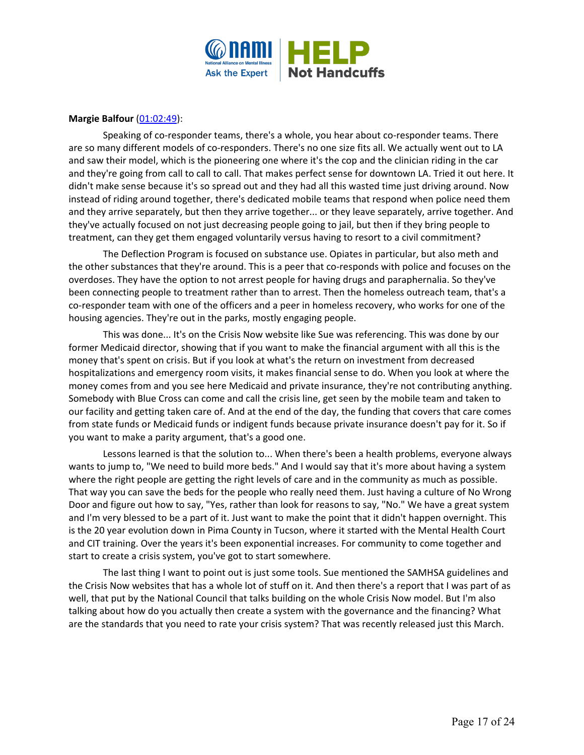**Margie Balfour** ([01:02:49](01:02:49)):

Speaking of co-responder teams, there's a whole, you hear about co-responder teams. There are so many different models of co-responders. There's no one size fits all. We actually went out to LA and saw their model, which is the pioneering one where it's the cop and the clinician riding in the car and they're going from call to call to call. That makes perfect sense for downtown LA. Tried it out here. It didn't make sense because it's so spread out and they had all this wasted time just driving around. Now instead of riding around together, there's dedicated mobile teams that respond when police need them and they arrive separately, but then they arrive together... or they leave separately, arrive together. And they've actually focused on not just decreasing people going to jail, but then if they bring people to treatment, can they get them engaged voluntarily versus having to resort to a civil commitment?

The Deflection Program is focused on substance use. Opiates in particular, but also meth and the other substances that they're around. This is a peer that co-responds with police and focuses on the overdoses. They have the option to not arrest people for having drugs and paraphernalia. So they've been connecting people to treatment rather than to arrest. Then the homeless outreach team, that's a co-responder team with one of the officers and a peer in homeless recovery, who works for one of the housing agencies. They're out in the parks, mostly engaging people.

This was done... It's on the Crisis Now website like Sue was referencing. This was done by our former Medicaid director, showing that if you want to make the financial argument with all this is the money that's spent on crisis. But if you look at what's the return on investment from decreased hospitalizations and emergency room visits, it makes financial sense to do. When you look at where the money comes from and you see here Medicaid and private insurance, they're not contributing anything. Somebody with Blue Cross can come and call the crisis line, get seen by the mobile team and taken to our facility and getting taken care of. And at the end of the day, the funding that covers that care comes from state funds or Medicaid funds or indigent funds because private insurance doesn't pay for it. So if you want to make a parity argument, that's a good one.

Lessons learned is that the solution to... When there's been a health problems, everyone always wants to jump to, "We need to build more beds." And I would say that it's more about having a system where the right people are getting the right levels of care and in the community as much as possible. That way you can save the beds for the people who really need them. Just having a culture of No Wrong Door and figure out how to say, "Yes, rather than look for reasons to say, "No." We have a great system and I'm very blessed to be a part of it. Just want to make the point that it didn't happen overnight. This is the 20 year evolution down in Pima County in Tucson, where it started with the Mental Health Court and CIT training. Over the years it's been exponential increases. For community to come together and start to create a crisis system, you've got to start somewhere.

The last thing I want to point out is just some tools. Sue mentioned the SAMHSA guidelines and the Crisis Now websites that has a whole lot of stuff on it. And then there's a report that I was part of as well, that put by the National Council that talks building on the whole Crisis Now model. But I'm also talking about how do you actually then create a system with the governance and the financing? What are the standards that you need to rate your crisis system? That was recently released just this March.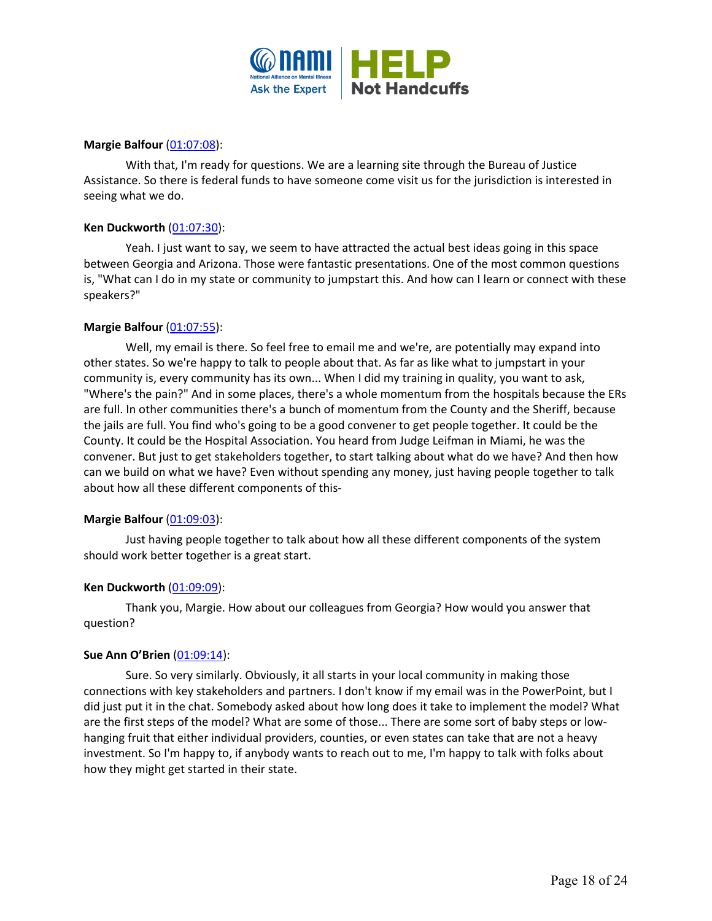**Margie Balfour** (01:07:08):

With that, I'm ready for questions. We are a learning site through the Bureau of Justice Assistance. So there is federal funds to have someone come visit us for the jurisdiction is interested in seeing what we do.

**Ken Duckworth** (01:07:30):

Yeah. I just want to say, we seem to have attracted the actual best ideas going in this space between Georgia and Arizona. Those were fantastic presentations. One of the most common questions is, "What can I do in my state or community to jumpstart this. And how can I learn or connect with these speakers?"

**Margie Balfour** (01:07:55):

Well, my email is there. So feel free to email me and we're, are potentially may expand into other states. So we're happy to talk to people about that. As far as like what to jumpstart in your community is, every community has its own... When I did my training in quality, you want to ask, "Where's the pain?" And in some places, there's a whole momentum from the hospitals because the ERs are full. In other communities there's a bunch of momentum from the County and the Sheriff, because the jails are full. You find who's going to be a good convener to get people together. It could be the County. It could be the Hospital Association. You heard from Judge Leifman in Miami, he was the convener. But just to get stakeholders together, to start talking about what do we have? And then how can we build on what we have? Even without spending any money, just having people together to talk about how all these different components of this-

**Margie Balfour** (01:09:03):

Just having people together to talk about how all these different components of the system should work better together is a great start.

**Ken Duckworth** (01:09:09):

Thank you, Margie. How about our colleagues from Georgia? How would you answer that question?

**Sue Ann O'Brien** (01:09:14):

Sure. So very similarly. Obviously, it all starts in your local community in making those connections with key stakeholders and partners. I don't know if my email was in the PowerPoint, but I did just put it in the chat. Somebody asked about how long does it take to implement the model? What are the first steps of the model? What are some of those... There are some sort of baby steps or low-hanging fruit that either individual providers, counties, or even states can take that are not a heavy investment. So I'm happy to, if anybody wants to reach out to me, I'm happy to talk with folks about how they might get started in their state.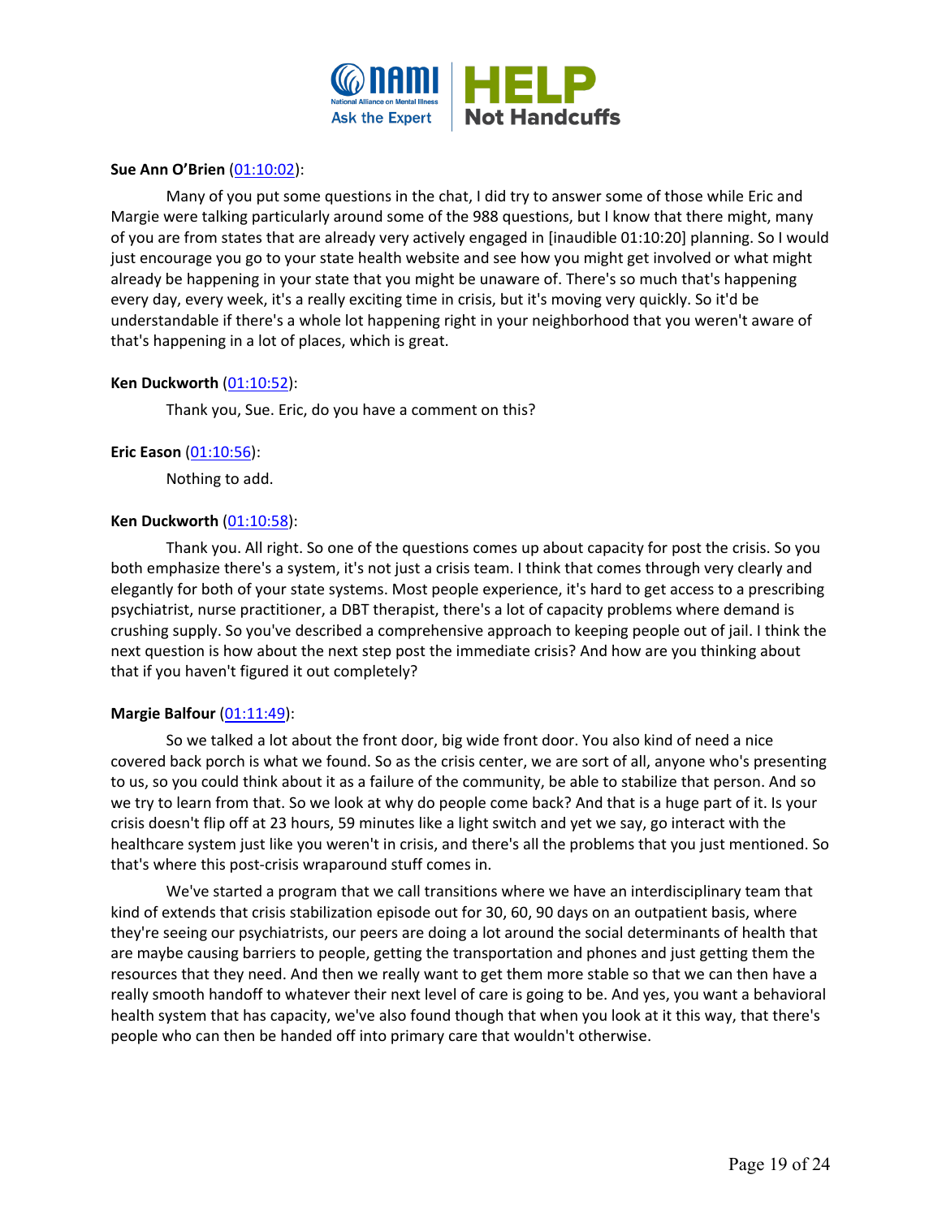**Sue Ann O'Brien** ([01:10:02](#)):

Many of you put some questions in the chat, I did try to answer some of those while Eric and Margie were talking particularly around some of the 988 questions, but I know that there might, many of you are from states that are already very actively engaged in [inaudible 01:10:20] planning. So I would just encourage you go to your state health website and see how you might get involved or what might already be happening in your state that you might be unaware of. There's so much that's happening every day, every week, it's a really exciting time in crisis, but it's moving very quickly. So it'd be understandable if there's a whole lot happening right in your neighborhood that you weren't aware of that's happening in a lot of places, which is great.

**Ken Duckworth** ([01:10:52](#)):

Thank you, Sue. Eric, do you have a comment on this?

**Eric Eason** ([01:10:56](#)):

Nothing to add.

**Ken Duckworth** ([01:10:58](#)):

Thank you. All right. So one of the questions comes up about capacity for post the crisis. So you both emphasize there's a system, it's not just a crisis team. I think that comes through very clearly and elegantly for both of your state systems. Most people experience, it's hard to get access to a prescribing psychiatrist, nurse practitioner, a DBT therapist, there's a lot of capacity problems where demand is crushing supply. So you've described a comprehensive approach to keeping people out of jail. I think the next question is how about the next step post the immediate crisis? And how are you thinking about that if you haven't figured it out completely?

**Margie Balfour** ([01:11:49](#)):

So we talked a lot about the front door, big wide front door. You also kind of need a nice covered back porch is what we found. So as the crisis center, we are sort of all, anyone who's presenting to us, so you could think about it as a failure of the community, be able to stabilize that person. And so we try to learn from that. So we look at why do people come back? And that is a huge part of it. Is your crisis doesn't flip off at 23 hours, 59 minutes like a light switch and yet we say, go interact with the healthcare system just like you weren't in crisis, and there's all the problems that you just mentioned. So that's where this post-crisis wraparound stuff comes in.

We've started a program that we call transitions where we have an interdisciplinary team that kind of extends that crisis stabilization episode out for 30, 60, 90 days on an outpatient basis, where they're seeing our psychiatrists, our peers are doing a lot around the social determinants of health that are maybe causing barriers to people, getting the transportation and phones and just getting them the resources that they need. And then we really want to get them more stable so that we can then have a really smooth handoff to whatever their next level of care is going to be. And yes, you want a behavioral health system that has capacity, we've also found though that when you look at it this way, that there's people who can then be handed off into primary care that wouldn't otherwise.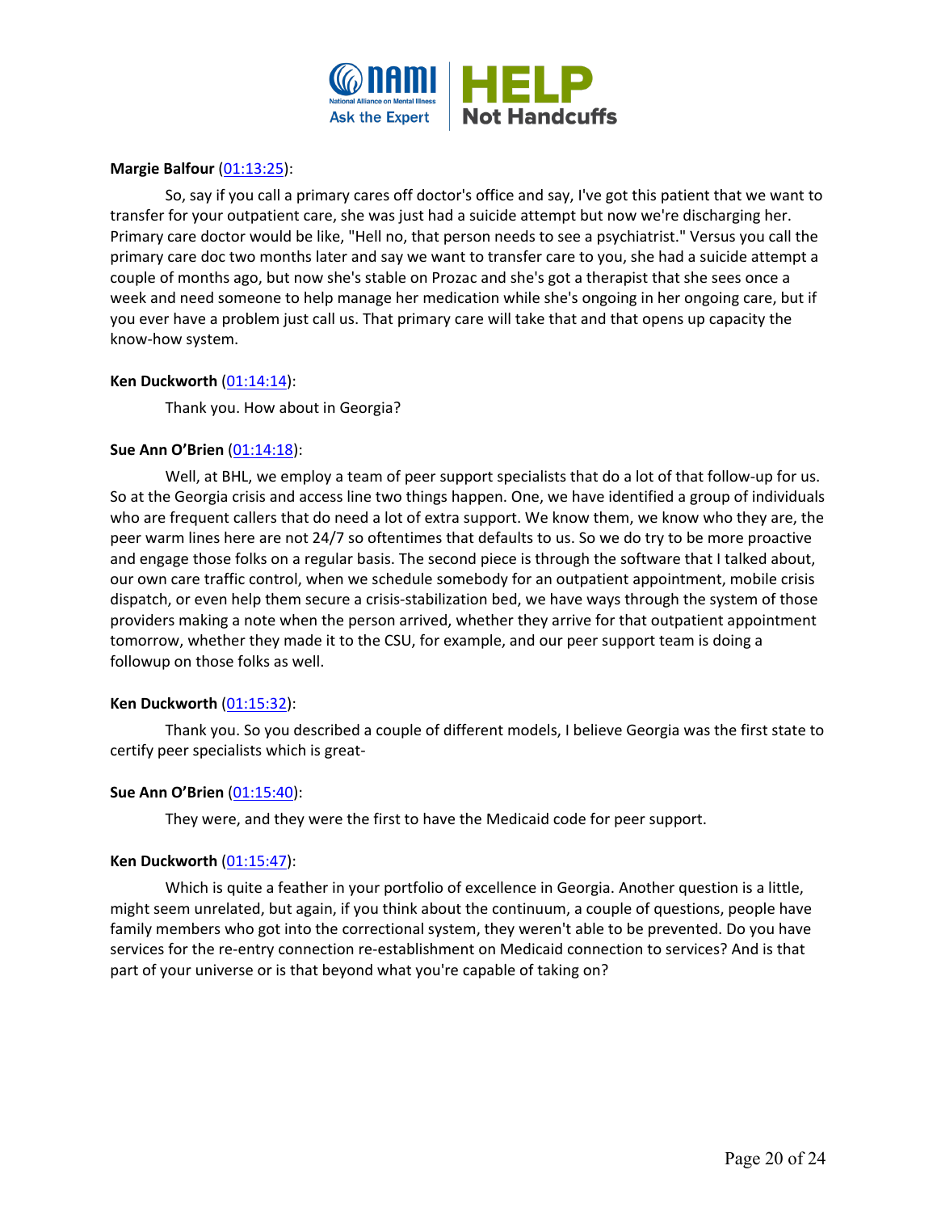**Margie Balfour** ([01:13:25](#)):

So, say if you call a primary cares off doctor's office and say, I've got this patient that we want to transfer for your outpatient care, she was just had a suicide attempt but now we're discharging her. Primary care doctor would be like, "Hell no, that person needs to see a psychiatrist." Versus you call the primary care doc two months later and say we want to transfer care to you, she had a suicide attempt a couple of months ago, but now she's stable on Prozac and she's got a therapist that she sees once a week and need someone to help manage her medication while she's ongoing in her ongoing care, but if you ever have a problem just call us. That primary care will take that and that opens up capacity the know-how system.

**Ken Duckworth** ([01:14:14](#)):

Thank you. How about in Georgia?

**Sue Ann O'Brien** ([01:14:18](#)):

Well, at BHL, we employ a team of peer support specialists that do a lot of that follow-up for us. So at the Georgia crisis and access line two things happen. One, we have identified a group of individuals who are frequent callers that do need a lot of extra support. We know them, we know who they are, the peer warm lines here are not 24/7 so oftentimes that defaults to us. So we do try to be more proactive and engage those folks on a regular basis. The second piece is through the software that I talked about, our own care traffic control, when we schedule somebody for an outpatient appointment, mobile crisis dispatch, or even help them secure a crisis-stabilization bed, we have ways through the system of those providers making a note when the person arrived, whether they arrive for that outpatient appointment tomorrow, whether they made it to the CSU, for example, and our peer support team is doing a followup on those folks as well.

**Ken Duckworth** ([01:15:32](#)):

Thank you. So you described a couple of different models, I believe Georgia was the first state to certify peer specialists which is great-

**Sue Ann O'Brien** ([01:15:40](#)):

They were, and they were the first to have the Medicaid code for peer support.

**Ken Duckworth** ([01:15:47](#)):

Which is quite a feather in your portfolio of excellence in Georgia. Another question is a little, might seem unrelated, but again, if you think about the continuum, a couple of questions, people have family members who got into the correctional system, they weren't able to be prevented. Do you have services for the re-entry connection re-establishment on Medicaid connection to services? And is that part of your universe or is that beyond what you're capable of taking on?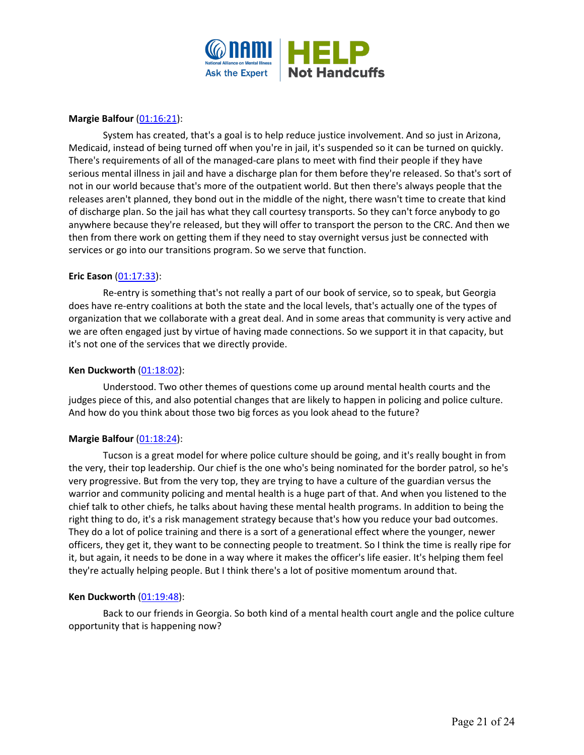**Margie Balfour** ([01:16:21](#)):

System has created, that's a goal is to help reduce justice involvement. And so just in Arizona, Medicaid, instead of being turned off when you're in jail, it's suspended so it can be turned on quickly. There's requirements of all of the managed-care plans to meet with find their people if they have serious mental illness in jail and have a discharge plan for them before they're released. So that's sort of not in our world because that's more of the outpatient world. But then there's always people that the releases aren't planned, they bond out in the middle of the night, there wasn't time to create that kind of discharge plan. So the jail has what they call courtesy transports. So they can't force anybody to go anywhere because they're released, but they will offer to transport the person to the CRC. And then we then from there work on getting them if they need to stay overnight versus just be connected with services or go into our transitions program. So we serve that function.

**Eric Eason** ([01:17:33](#)):

Re-entry is something that's not really a part of our book of service, so to speak, but Georgia does have re-entry coalitions at both the state and the local levels, that's actually one of the types of organization that we collaborate with a great deal. And in some areas that community is very active and we are often engaged just by virtue of having made connections. So we support it in that capacity, but it's not one of the services that we directly provide.

**Ken Duckworth** ([01:18:02](#)):

Understood. Two other themes of questions come up around mental health courts and the judges piece of this, and also potential changes that are likely to happen in policing and police culture. And how do you think about those two big forces as you look ahead to the future?

**Margie Balfour** ([01:18:24](#)):

Tucson is a great model for where police culture should be going, and it's really bought in from the very, their top leadership. Our chief is the one who's being nominated for the border patrol, so he's very progressive. But from the very top, they are trying to have a culture of the guardian versus the warrior and community policing and mental health is a huge part of that. And when you listened to the chief talk to other chiefs, he talks about having these mental health programs. In addition to being the right thing to do, it's a risk management strategy because that's how you reduce your bad outcomes. They do a lot of police training and there is a sort of a generational effect where the younger, newer officers, they get it, they want to be connecting people to treatment. So I think the time is really ripe for it, but again, it needs to be done in a way where it makes the officer's life easier. It's helping them feel they're actually helping people. But I think there's a lot of positive momentum around that.

**Ken Duckworth** ([01:19:48](#)):

Back to our friends in Georgia. So both kind of a mental health court angle and the police culture opportunity that is happening now?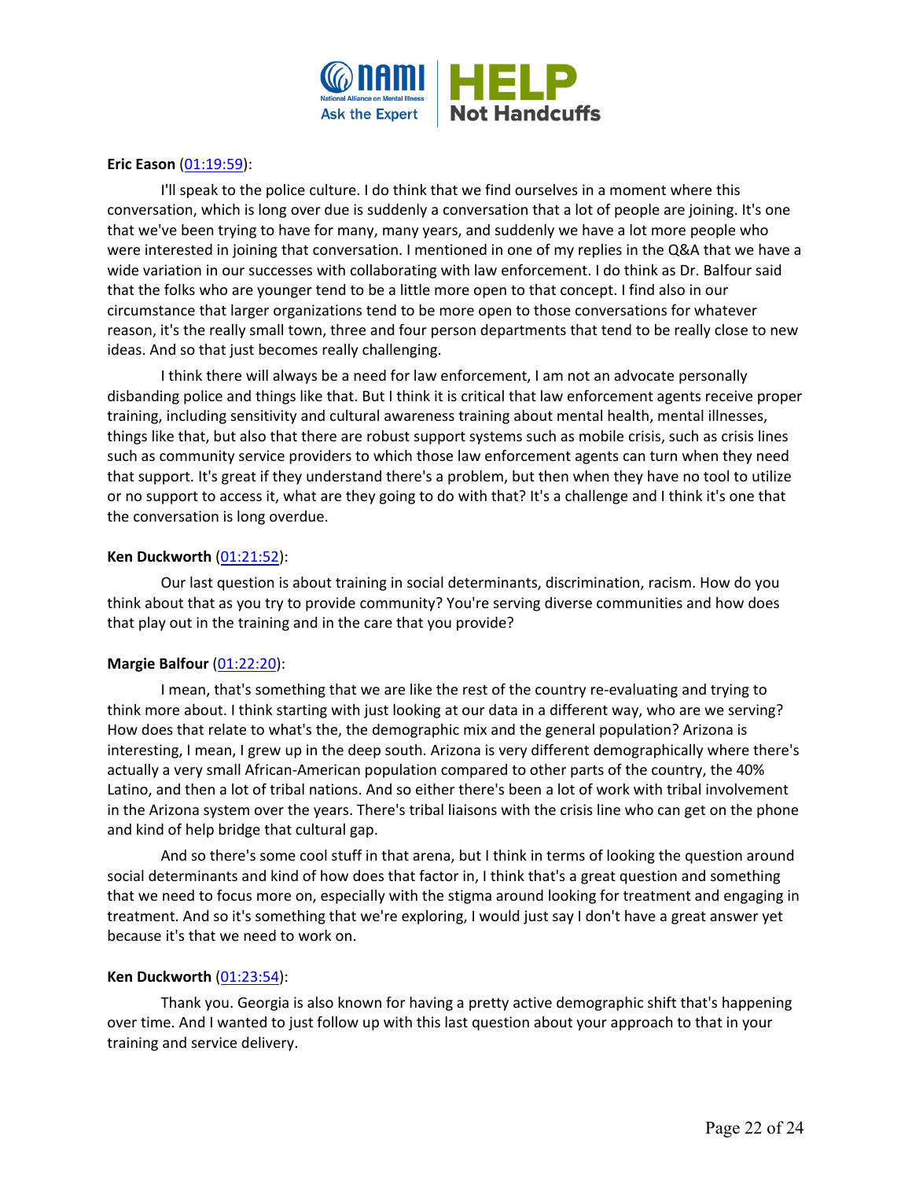**Eric Eason** ([01:19:59]()):

I'll speak to the police culture. I do think that we find ourselves in a moment where this conversation, which is long over due is suddenly a conversation that a lot of people are joining. It's one that we've been trying to have for many, many years, and suddenly we have a lot more people who were interested in joining that conversation. I mentioned in one of my replies in the Q&A that we have a wide variation in our successes with collaborating with law enforcement. I do think as Dr. Balfour said that the folks who are younger tend to be a little more open to that concept. I find also in our circumstance that larger organizations tend to be more open to those conversations for whatever reason, it's the really small town, three and four person departments that tend to be really close to new ideas. And so that just becomes really challenging.

I think there will always be a need for law enforcement, I am not an advocate personally disbanding police and things like that. But I think it is critical that law enforcement agents receive proper training, including sensitivity and cultural awareness training about mental health, mental illnesses, things like that, but also that there are robust support systems such as mobile crisis, such as crisis lines such as community service providers to which those law enforcement agents can turn when they need that support. It's great if they understand there's a problem, but then when they have no tool to utilize or no support to access it, what are they going to do with that? It's a challenge and I think it's one that the conversation is long overdue.

**Ken Duckworth** ([01:21:52]()):

Our last question is about training in social determinants, discrimination, racism. How do you think about that as you try to provide community? You're serving diverse communities and how does that play out in the training and in the care that you provide?

**Margie Balfour** ([01:22:20]()):

I mean, that's something that we are like the rest of the country re-evaluating and trying to think more about. I think starting with just looking at our data in a different way, who are we serving? How does that relate to what's the, the demographic mix and the general population? Arizona is interesting, I mean, I grew up in the deep south. Arizona is very different demographically where there's actually a very small African-American population compared to other parts of the country, the 40% Latino, and then a lot of tribal nations. And so either there's been a lot of work with tribal involvement in the Arizona system over the years. There's tribal liaisons with the crisis line who can get on the phone and kind of help bridge that cultural gap.

And so there's some cool stuff in that arena, but I think in terms of looking the question around social determinants and kind of how does that factor in, I think that's a great question and something that we need to focus more on, especially with the stigma around looking for treatment and engaging in treatment. And so it's something that we're exploring, I would just say I don't have a great answer yet because it's that we need to work on.

**Ken Duckworth** ([01:23:54]()):

Thank you. Georgia is also known for having a pretty active demographic shift that's happening over time. And I wanted to just follow up with this last question about your approach to that in your training and service delivery.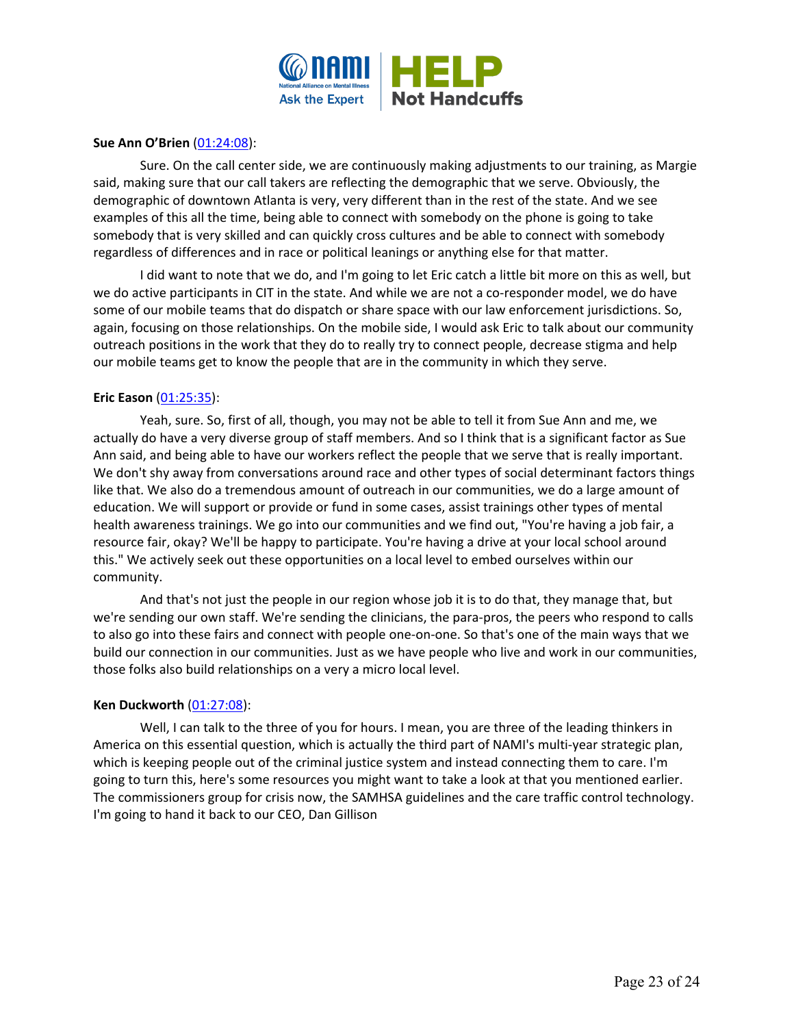**Sue Ann O'Brien** ([01:24:08](#)):

Sure. On the call center side, we are continuously making adjustments to our training, as Margie said, making sure that our call takers are reflecting the demographic that we serve. Obviously, the demographic of downtown Atlanta is very, very different than in the rest of the state. And we see examples of this all the time, being able to connect with somebody on the phone is going to take somebody that is very skilled and can quickly cross cultures and be able to connect with somebody regardless of differences and in race or political leanings or anything else for that matter.

I did want to note that we do, and I'm going to let Eric catch a little bit more on this as well, but we do active participants in CIT in the state. And while we are not a co-responder model, we do have some of our mobile teams that do dispatch or share space with our law enforcement jurisdictions. So, again, focusing on those relationships. On the mobile side, I would ask Eric to talk about our community outreach positions in the work that they do to really try to connect people, decrease stigma and help our mobile teams get to know the people that are in the community in which they serve.

**Eric Eason** ([01:25:35](#)):

Yeah, sure. So, first of all, though, you may not be able to tell it from Sue Ann and me, we actually do have a very diverse group of staff members. And so I think that is a significant factor as Sue Ann said, and being able to have our workers reflect the people that we serve that is really important. We don't shy away from conversations around race and other types of social determinant factors things like that. We also do a tremendous amount of outreach in our communities, we do a large amount of education. We will support or provide or fund in some cases, assist trainings other types of mental health awareness trainings. We go into our communities and we find out, "You're having a job fair, a resource fair, okay? We'll be happy to participate. You're having a drive at your local school around this." We actively seek out these opportunities on a local level to embed ourselves within our community.

And that's not just the people in our region whose job it is to do that, they manage that, but we're sending our own staff. We're sending the clinicians, the para-pros, the peers who respond to calls to also go into these fairs and connect with people one-on-one. So that's one of the main ways that we build our connection in our communities. Just as we have people who live and work in our communities, those folks also build relationships on a very a micro local level.

**Ken Duckworth** ([01:27:08](#)):

Well, I can talk to the three of you for hours. I mean, you are three of the leading thinkers in America on this essential question, which is actually the third part of NAMI's multi-year strategic plan, which is keeping people out of the criminal justice system and instead connecting them to care. I'm going to turn this, here's some resources you might want to take a look at that you mentioned earlier. The commissioners group for crisis now, the SAMHSA guidelines and the care traffic control technology. I'm going to hand it back to our CEO, Dan Gillison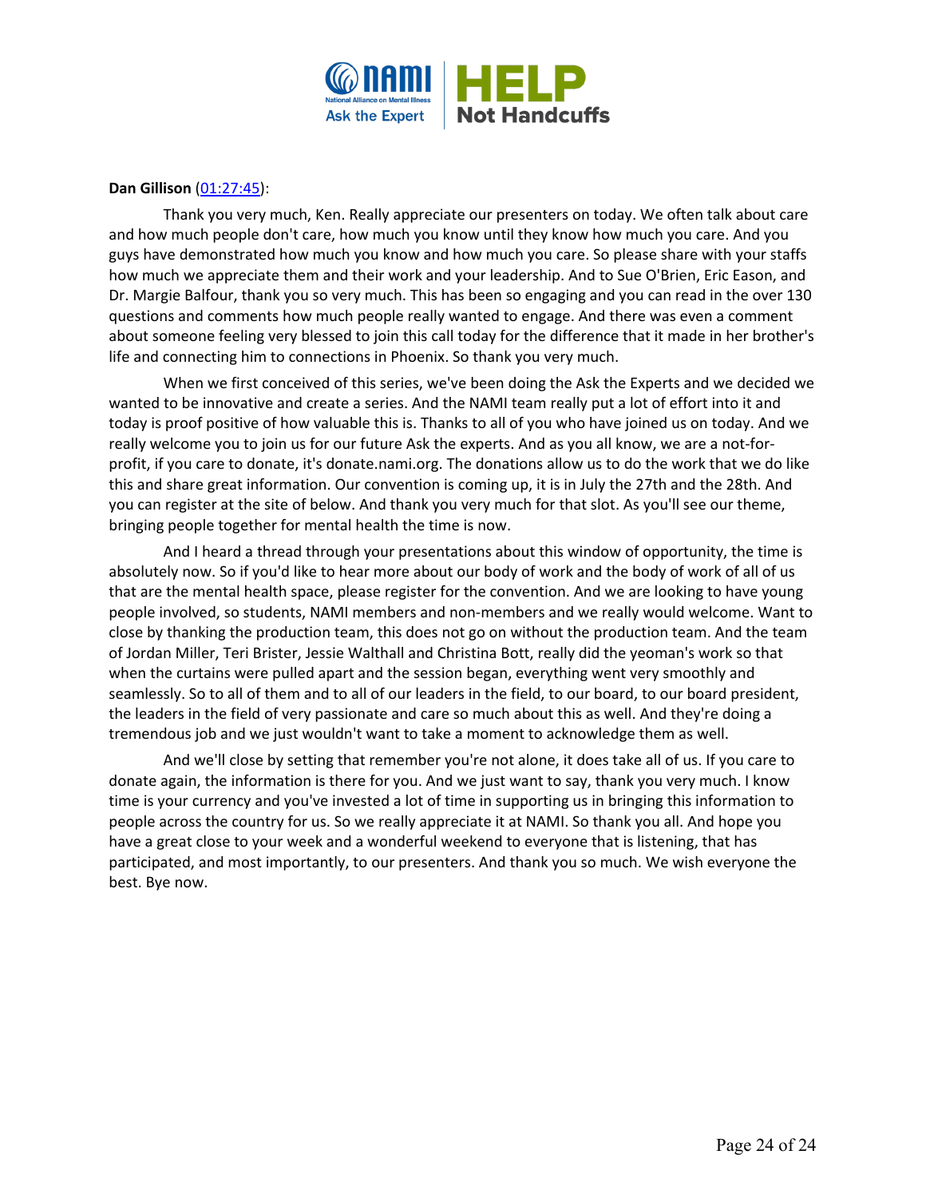**Dan Gillison** (01:27:45):

Thank you very much, Ken. Really appreciate our presenters on today. We often talk about care and how much people don't care, how much you know until they know how much you care. And you guys have demonstrated how much you know and how much you care. So please share with your staffs how much we appreciate them and their work and your leadership. And to Sue O'Brien, Eric Eason, and Dr. Margie Balfour, thank you so very much. This has been so engaging and you can read in the over 130 questions and comments how much people really wanted to engage. And there was even a comment about someone feeling very blessed to join this call today for the difference that it made in her brother's life and connecting him to connections in Phoenix. So thank you very much.

When we first conceived of this series, we've been doing the Ask the Experts and we decided we wanted to be innovative and create a series. And the NAMI team really put a lot of effort into it and today is proof positive of how valuable this is. Thanks to all of you who have joined us on today. And we really welcome you to join us for our future Ask the experts. And as you all know, we are a not-for-profit, if you care to donate, it's donate.nami.org. The donations allow us to do the work that we do like this and share great information. Our convention is coming up, it is in July the 27th and the 28th. And you can register at the site of below. And thank you very much for that slot. As you'll see our theme, bringing people together for mental health the time is now.

And I heard a thread through your presentations about this window of opportunity, the time is absolutely now. So if you'd like to hear more about our body of work and the body of work of all of us that are the mental health space, please register for the convention. And we are looking to have young people involved, so students, NAMI members and non-members and we really would welcome. Want to close by thanking the production team, this does not go on without the production team. And the team of Jordan Miller, Teri Brister, Jessie Walthall and Christina Bott, really did the yeoman's work so that when the curtains were pulled apart and the session began, everything went very smoothly and seamlessly. So to all of them and to all of our leaders in the field, to our board, to our board president, the leaders in the field of very passionate and care so much about this as well. And they're doing a tremendous job and we just wouldn't want to take a moment to acknowledge them as well.

And we'll close by setting that remember you're not alone, it does take all of us. If you care to donate again, the information is there for you. And we just want to say, thank you very much. I know time is your currency and you've invested a lot of time in supporting us in bringing this information to people across the country for us. So we really appreciate it at NAMI. So thank you all. And hope you have a great close to your week and a wonderful weekend to everyone that is listening, that has participated, and most importantly, to our presenters. And thank you so much. We wish everyone the best. Bye now.